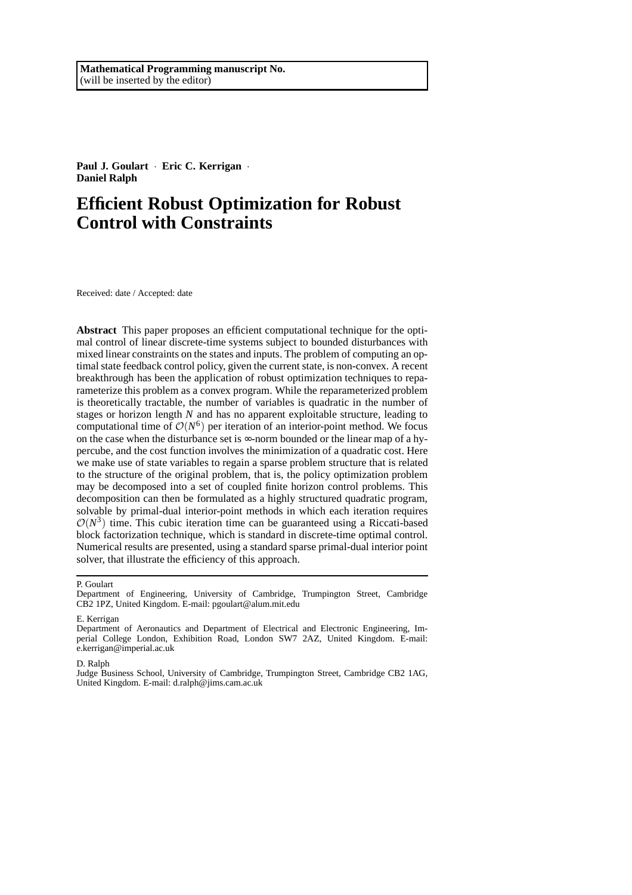**Mathematical Programming manuscript No.**
(will be inserted by the editor)

**Paul J. Goulart** · **Eric C. Kerrigan** · **Daniel Ralph**

# Efficient Robust Optimization for Robust Control with Constraints

Received: date / Accepted: date

**Abstract** This paper proposes an efficient computational technique for the optimal control of linear discrete-time systems subject to bounded disturbances with mixed linear constraints on the states and inputs. The problem of computing an optimal state feedback control policy, given the current state, is non-convex. A recent breakthrough has been the application of robust optimization techniques to reparameterize this problem as a convex program. While the reparameterized problem is theoretically tractable, the number of variables is quadratic in the number of stages or horizon length $N$ and has no apparent exploitable structure, leading to computational time of $\mathcal{O}(N^6)$ per iteration of an interior-point method. We focus on the case when the disturbance set is $\infty$-norm bounded or the linear map of a hypercube, and the cost function involves the minimization of a quadratic cost. Here we make use of state variables to regain a sparse problem structure that is related to the structure of the original problem, that is, the policy optimization problem may be decomposed into a set of coupled finite horizon control problems. This decomposition can then be formulated as a highly structured quadratic program, solvable by primal-dual interior-point methods in which each iteration requires $\mathcal{O}(N^3)$ time. This cubic iteration time can be guaranteed using a Riccati-based block factorization technique, which is standard in discrete-time optimal control. Numerical results are presented, using a standard sparse primal-dual interior point solver, that illustrate the efficiency of this approach.

---

P. Goulart
Department of Engineering, University of Cambridge, Trumpington Street, Cambridge CB2 1PZ, United Kingdom. E-mail: pgoulart@alum.mit.edu

E. Kerrigan
Department of Aeronautics and Department of Electrical and Electronic Engineering, Imperial College London, Exhibition Road, London SW7 2AZ, United Kingdom. E-mail: e.kerrigan@imperial.ac.uk

D. Ralph
Judge Business School, University of Cambridge, Trumpington Street, Cambridge CB2 1AG, United Kingdom. E-mail: d.ralph@jims.cam.ac.uk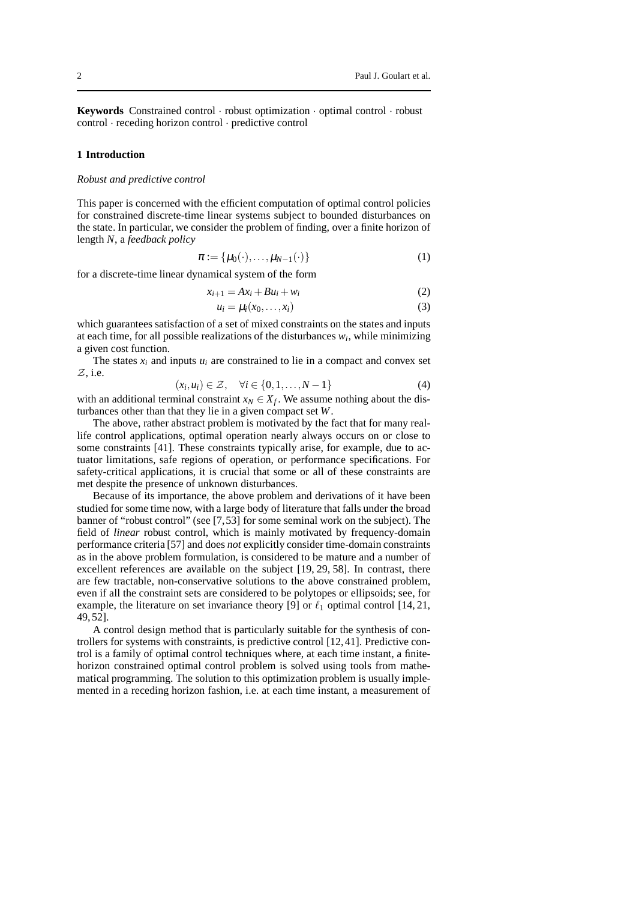**Keywords** Constrained control · robust optimization · optimal control · robust control · receding horizon control · predictive control

## 1 Introduction

### *Robust and predictive control*

This paper is concerned with the efficient computation of optimal control policies for constrained discrete-time linear systems subject to bounded disturbances on the state. In particular, we consider the problem of finding, over a finite horizon of length $N$, a *feedback policy*

$$\pi := \{\mu_0(\cdot), \ldots, \mu_{N-1}(\cdot)\} \tag{1}$$

for a discrete-time linear dynamical system of the form

$$x_{i+1} = Ax_i + Bu_i + w_i \tag{2}$$

$$u_i = \mu_i(x_0, \ldots, x_i) \tag{3}$$

which guarantees satisfaction of a set of mixed constraints on the states and inputs at each time, for all possible realizations of the disturbances $w_i$, while minimizing a given cost function.

The states $x_i$ and inputs $u_i$ are constrained to lie in a compact and convex set $\mathcal{Z}$, i.e.

$$(x_i, u_i) \in \mathcal{Z}, \quad \forall i \in \{0, 1, \ldots, N-1\} \tag{4}$$

with an additional terminal constraint $x_N \in X_f$. We assume nothing about the disturbances other than that they lie in a given compact set $W$.

The above, rather abstract problem is motivated by the fact that for many real-life control applications, optimal operation nearly always occurs on or close to some constraints [41]. These constraints typically arise, for example, due to actuator limitations, safe regions of operation, or performance specifications. For safety-critical applications, it is crucial that some or all of these constraints are met despite the presence of unknown disturbances.

Because of its importance, the above problem and derivations of it have been studied for some time now, with a large body of literature that falls under the broad banner of "robust control" (see [7, 53] for some seminal work on the subject). The field of *linear* robust control, which is mainly motivated by frequency-domain performance criteria [57] and does *not* explicitly consider time-domain constraints as in the above problem formulation, is considered to be mature and a number of excellent references are available on the subject [19, 29, 58]. In contrast, there are few tractable, non-conservative solutions to the above constrained problem, even if all the constraint sets are considered to be polytopes or ellipsoids; see, for example, the literature on set invariance theory [9] or $\ell_1$ optimal control [14, 21, 49, 52].

A control design method that is particularly suitable for the synthesis of controllers for systems with constraints, is predictive control [12, 41]. Predictive control is a family of optimal control techniques where, at each time instant, a finite-horizon constrained optimal control problem is solved using tools from mathematical programming. The solution to this optimization problem is usually implemented in a receding horizon fashion, i.e. at each time instant, a measurement of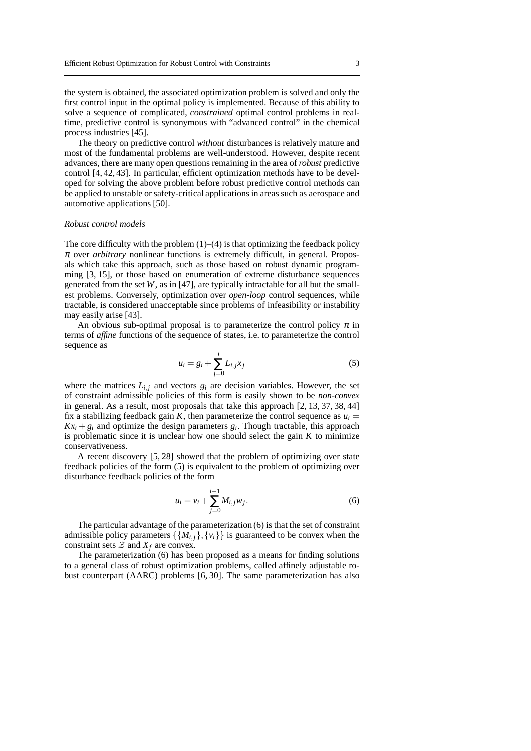the system is obtained, the associated optimization problem is solved and only the first control input in the optimal policy is implemented. Because of this ability to solve a sequence of complicated, *constrained* optimal control problems in real-time, predictive control is synonymous with "advanced control" in the chemical process industries [45].

The theory on predictive control *without* disturbances is relatively mature and most of the fundamental problems are well-understood. However, despite recent advances, there are many open questions remaining in the area of *robust* predictive control [4, 42, 43]. In particular, efficient optimization methods have to be developed for solving the above problem before robust predictive control methods can be applied to unstable or safety-critical applications in areas such as aerospace and automotive applications [50].

### *Robust control models*

The core difficulty with the problem (1)–(4) is that optimizing the feedback policy $\pi$ over *arbitrary* nonlinear functions is extremely difficult, in general. Proposals which take this approach, such as those based on robust dynamic programming [3, 15], or those based on enumeration of extreme disturbance sequences generated from the set $W$, as in [47], are typically intractable for all but the smallest problems. Conversely, optimization over *open-loop* control sequences, while tractable, is considered unacceptable since problems of infeasibility or instability may easily arise [43].

An obvious sub-optimal proposal is to parameterize the control policy $\pi$ in terms of *affine* functions of the sequence of states, i.e. to parameterize the control sequence as

$$u_i = g_i + \sum_{j=0}^{i} L_{i,j} x_j \tag{5}$$

where the matrices $L_{i,j}$ and vectors $g_i$ are decision variables. However, the set of constraint admissible policies of this form is easily shown to be *non-convex* in general. As a result, most proposals that take this approach [2, 13, 37, 38, 44] fix a stabilizing feedback gain $K$, then parameterize the control sequence as $u_i = Kx_i + g_i$ and optimize the design parameters $g_i$. Though tractable, this approach is problematic since it is unclear how one should select the gain $K$ to minimize conservativeness.

A recent discovery [5, 28] showed that the problem of optimizing over state feedback policies of the form (5) is equivalent to the problem of optimizing over disturbance feedback policies of the form

$$u_i = v_i + \sum_{j=0}^{i-1} M_{i,j} w_j. \tag{6}$$

The particular advantage of the parameterization (6) is that the set of constraint admissible policy parameters $\{\{M_{i,j}\}, \{v_i\}\}$ is guaranteed to be convex when the constraint sets $\mathcal{Z}$ and $X_f$ are convex.

The parameterization (6) has been proposed as a means for finding solutions to a general class of robust optimization problems, called affinely adjustable robust counterpart (AARC) problems [6, 30]. The same parameterization has also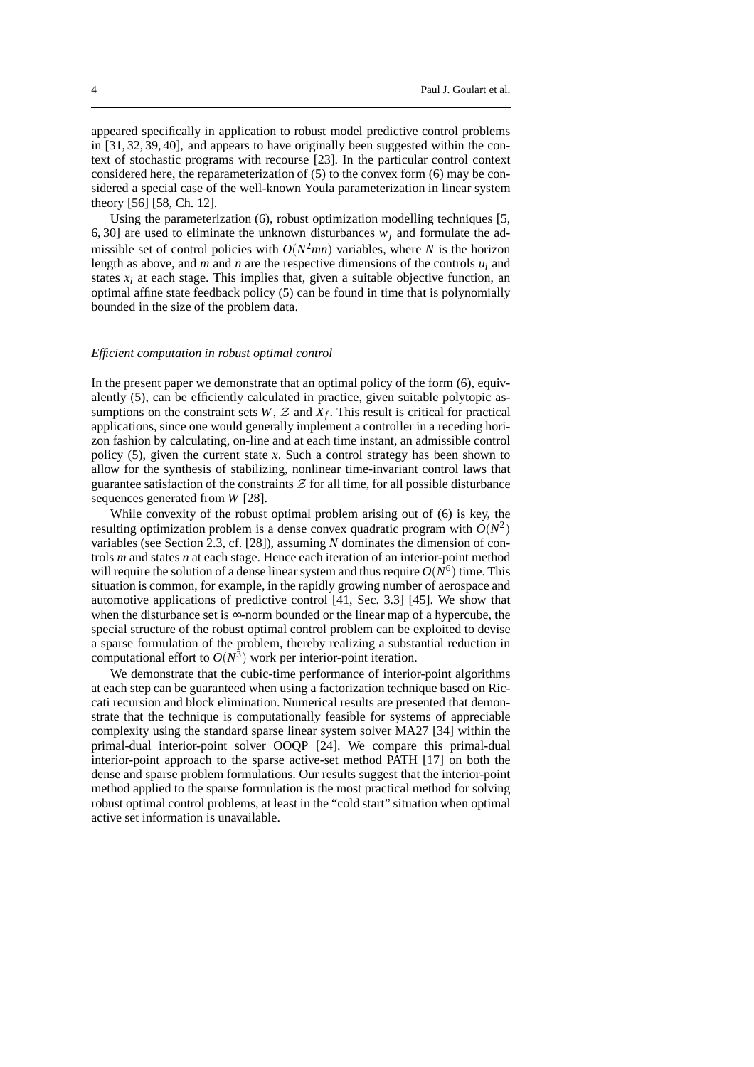appeared specifically in application to robust model predictive control problems in [31, 32, 39, 40], and appears to have originally been suggested within the context of stochastic programs with recourse [23]. In the particular control context considered here, the reparameterization of (5) to the convex form (6) may be considered a special case of the well-known Youla parameterization in linear system theory [56] [58, Ch. 12].

Using the parameterization (6), robust optimization modelling techniques [5, 6, 30] are used to eliminate the unknown disturbances $w_j$ and formulate the admissible set of control policies with $O(N^2mn)$ variables, where $N$ is the horizon length as above, and $m$ and $n$ are the respective dimensions of the controls $u_i$ and states $x_i$ at each stage. This implies that, given a suitable objective function, an optimal affine state feedback policy (5) can be found in time that is polynomially bounded in the size of the problem data.

*Efficient computation in robust optimal control*

In the present paper we demonstrate that an optimal policy of the form (6), equivalently (5), can be efficiently calculated in practice, given suitable polytopic assumptions on the constraint sets $W$, $\mathcal{Z}$ and $X_f$. This result is critical for practical applications, since one would generally implement a controller in a receding horizon fashion by calculating, on-line and at each time instant, an admissible control policy (5), given the current state $x$. Such a control strategy has been shown to allow for the synthesis of stabilizing, nonlinear time-invariant control laws that guarantee satisfaction of the constraints $\mathcal{Z}$ for all time, for all possible disturbance sequences generated from $W$ [28].

While convexity of the robust optimal problem arising out of (6) is key, the resulting optimization problem is a dense convex quadratic program with $O(N^2)$ variables (see Section 2.3, cf. [28]), assuming $N$ dominates the dimension of controls $m$ and states $n$ at each stage. Hence each iteration of an interior-point method will require the solution of a dense linear system and thus require $O(N^6)$ time. This situation is common, for example, in the rapidly growing number of aerospace and automotive applications of predictive control [41, Sec. 3.3] [45]. We show that when the disturbance set is $\infty$-norm bounded or the linear map of a hypercube, the special structure of the robust optimal control problem can be exploited to devise a sparse formulation of the problem, thereby realizing a substantial reduction in computational effort to $O(N^3)$ work per interior-point iteration.

We demonstrate that the cubic-time performance of interior-point algorithms at each step can be guaranteed when using a factorization technique based on Riccati recursion and block elimination. Numerical results are presented that demonstrate that the technique is computationally feasible for systems of appreciable complexity using the standard sparse linear system solver MA27 [34] within the primal-dual interior-point solver OOQP [24]. We compare this primal-dual interior-point approach to the sparse active-set method PATH [17] on both the dense and sparse problem formulations. Our results suggest that the interior-point method applied to the sparse formulation is the most practical method for solving robust optimal control problems, at least in the "cold start" situation when optimal active set information is unavailable.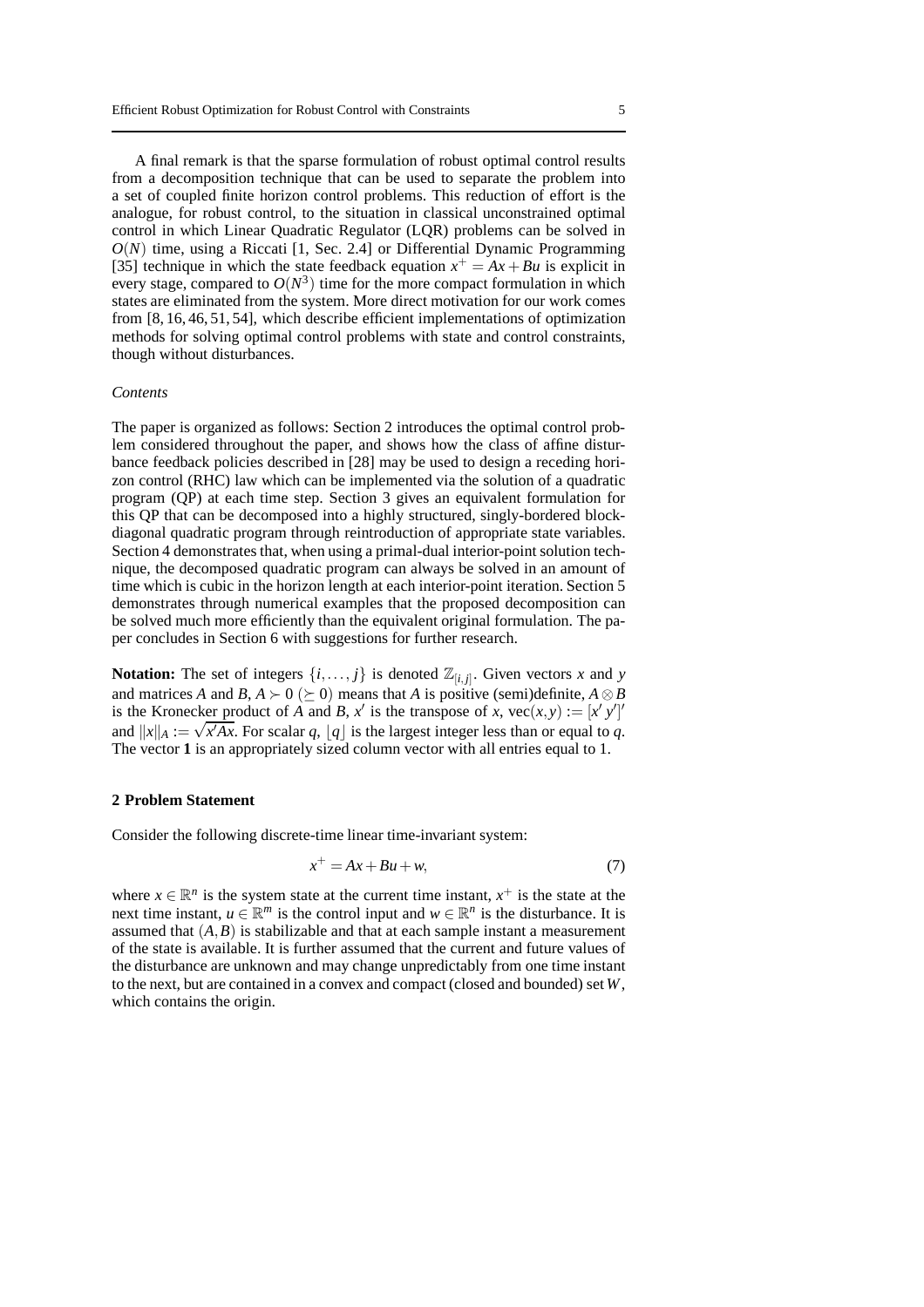A final remark is that the sparse formulation of robust optimal control results from a decomposition technique that can be used to separate the problem into a set of coupled finite horizon control problems. This reduction of effort is the analogue, for robust control, to the situation in classical unconstrained optimal control in which Linear Quadratic Regulator (LQR) problems can be solved in $O(N)$ time, using a Riccati [1, Sec. 2.4] or Differential Dynamic Programming [35] technique in which the state feedback equation $x^+ = Ax + Bu$ is explicit in every stage, compared to $O(N^3)$ time for the more compact formulation in which states are eliminated from the system. More direct motivation for our work comes from [8, 16, 46, 51, 54], which describe efficient implementations of optimization methods for solving optimal control problems with state and control constraints, though without disturbances.

*Contents*

The paper is organized as follows: Section 2 introduces the optimal control problem considered throughout the paper, and shows how the class of affine disturbance feedback policies described in [28] may be used to design a receding horizon control (RHC) law which can be implemented via the solution of a quadratic program (QP) at each time step. Section 3 gives an equivalent formulation for this QP that can be decomposed into a highly structured, singly-bordered block-diagonal quadratic program through reintroduction of appropriate state variables. Section 4 demonstrates that, when using a primal-dual interior-point solution technique, the decomposed quadratic program can always be solved in an amount of time which is cubic in the horizon length at each interior-point iteration. Section 5 demonstrates through numerical examples that the proposed decomposition can be solved much more efficiently than the equivalent original formulation. The paper concludes in Section 6 with suggestions for further research.

**Notation:** The set of integers $\{i, \ldots, j\}$ is denoted $\mathbb{Z}_{[i,j]}$. Given vectors $x$ and $y$ and matrices $A$ and $B$, $A \succ 0$ ($\succeq 0$) means that $A$ is positive (semi)definite, $A \otimes B$ is the Kronecker product of $A$ and $B$, $x'$ is the transpose of $x$, $\text{vec}(x, y) := [x'\, y']'$ and $\|x\|_A := \sqrt{x'Ax}$. For scalar $q$, $\lfloor q \rfloor$ is the largest integer less than or equal to $q$. The vector $\mathbf{1}$ is an appropriately sized column vector with all entries equal to 1.

## 2 Problem Statement

Consider the following discrete-time linear time-invariant system:

$$x^+ = Ax + Bu + w, \tag{7}$$

where $x \in \mathbb{R}^n$ is the system state at the current time instant, $x^+$ is the state at the next time instant, $u \in \mathbb{R}^m$ is the control input and $w \in \mathbb{R}^n$ is the disturbance. It is assumed that $(A, B)$ is stabilizable and that at each sample instant a measurement of the state is available. It is further assumed that the current and future values of the disturbance are unknown and may change unpredictably from one time instant to the next, but are contained in a convex and compact (closed and bounded) set $W$, which contains the origin.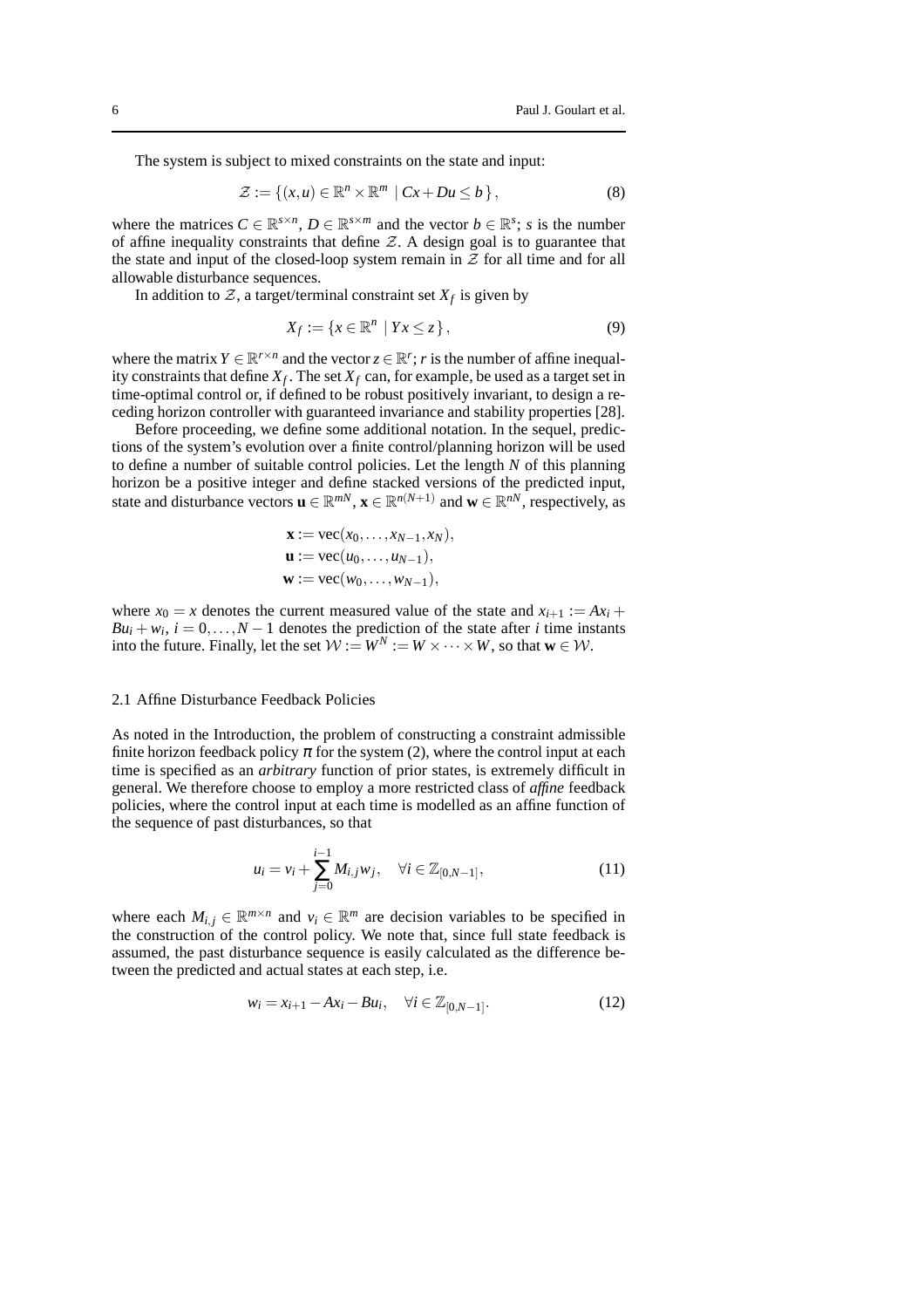The system is subject to mixed constraints on the state and input:

$$\mathcal{Z} := \{(x,u) \in \mathbb{R}^n \times \mathbb{R}^m \mid Cx + Du \leq b\}, \tag{8}$$

where the matrices $C \in \mathbb{R}^{s\times n}$, $D \in \mathbb{R}^{s\times m}$ and the vector $b \in \mathbb{R}^s$; $s$ is the number of affine inequality constraints that define $\mathcal{Z}$. A design goal is to guarantee that the state and input of the closed-loop system remain in $\mathcal{Z}$ for all time and for all allowable disturbance sequences.

In addition to $\mathcal{Z}$, a target/terminal constraint set $X_f$ is given by

$$X_f := \{x \in \mathbb{R}^n \mid Yx \leq z\}, \tag{9}$$

where the matrix $Y \in \mathbb{R}^{r\times n}$ and the vector $z \in \mathbb{R}^r$; $r$ is the number of affine inequality constraints that define $X_f$. The set $X_f$ can, for example, be used as a target set in time-optimal control or, if defined to be robust positively invariant, to design a receding horizon controller with guaranteed invariance and stability properties [28].

Before proceeding, we define some additional notation. In the sequel, predictions of the system's evolution over a finite control/planning horizon will be used to define a number of suitable control policies. Let the length $N$ of this planning horizon be a positive integer and define stacked versions of the predicted input, state and disturbance vectors $\mathbf{u} \in \mathbb{R}^{mN}$, $\mathbf{x} \in \mathbb{R}^{n(N+1)}$ and $\mathbf{w} \in \mathbb{R}^{nN}$, respectively, as

$$\begin{aligned}
\mathbf{x} &:= \operatorname{vec}(x_0, \ldots, x_{N-1}, x_N), \\
\mathbf{u} &:= \operatorname{vec}(u_0, \ldots, u_{N-1}), \\
\mathbf{w} &:= \operatorname{vec}(w_0, \ldots, w_{N-1}),
\end{aligned}$$

where $x_0 = x$ denotes the current measured value of the state and $x_{i+1} := Ax_i + Bu_i + w_i$, $i = 0, \ldots, N-1$ denotes the prediction of the state after $i$ time instants into the future. Finally, let the set $\mathcal{W} := W^N := W \times \cdots \times W$, so that $\mathbf{w} \in \mathcal{W}$.

### 2.1 Affine Disturbance Feedback Policies

As noted in the Introduction, the problem of constructing a constraint admissible finite horizon feedback policy $\pi$ for the system (2), where the control input at each time is specified as an *arbitrary* function of prior states, is extremely difficult in general. We therefore choose to employ a more restricted class of *affine* feedback policies, where the control input at each time is modelled as an affine function of the sequence of past disturbances, so that

$$u_i = v_i + \sum_{j=0}^{i-1} M_{i,j} w_j, \quad \forall i \in \mathbb{Z}_{[0,N-1]}, \tag{11}$$

where each $M_{i,j} \in \mathbb{R}^{m\times n}$ and $v_i \in \mathbb{R}^m$ are decision variables to be specified in the construction of the control policy. We note that, since full state feedback is assumed, the past disturbance sequence is easily calculated as the difference between the predicted and actual states at each step, i.e.

$$w_i = x_{i+1} - Ax_i - Bu_i, \quad \forall i \in \mathbb{Z}_{[0,N-1]}. \tag{12}$$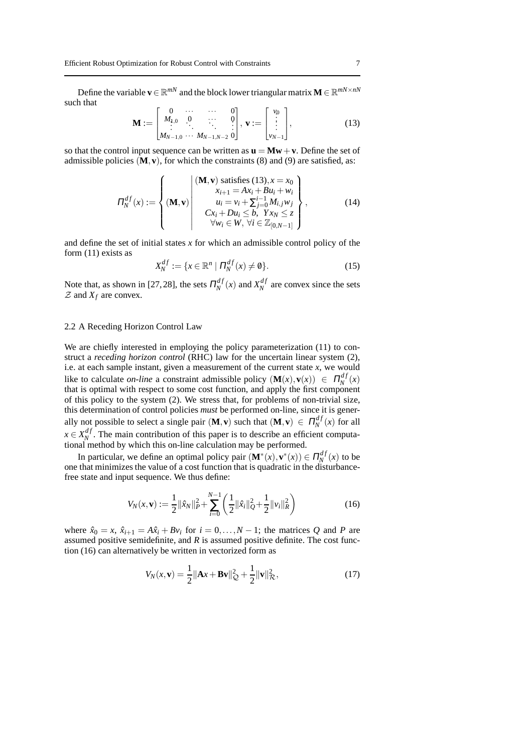Define the variable $\mathbf{v} \in \mathbb{R}^{mN}$ and the block lower triangular matrix $\mathbf{M} \in \mathbb{R}^{mN \times nN}$ such that

$$
\mathbf{M} := \begin{bmatrix} 0 & \cdots & \cdots & 0 \\ M_{1,0} & 0 & \cdots & 0 \\ \vdots & \ddots & \ddots & \vdots \\ M_{N-1,0} & \cdots & M_{N-1,N-2} & 0 \end{bmatrix}, \; \mathbf{v} := \begin{bmatrix} v_0 \\ \vdots \\ \vdots \\ v_{N-1} \end{bmatrix}, \tag{13}
$$

so that the control input sequence can be written as $\mathbf{u} = \mathbf{M}\mathbf{w} + \mathbf{v}$. Define the set of admissible policies $(\mathbf{M}, \mathbf{v})$, for which the constraints (8) and (9) are satisfied, as:

$$
\Pi_N^{df}(x) := \left\{ (\mathbf{M}, \mathbf{v}) \left| \begin{array}{c} (\mathbf{M}, \mathbf{v}) \text{ satisfies (13)}, x = x_0 \\ x_{i+1} = Ax_i + Bu_i + w_i \\ u_i = v_i + \sum_{j=0}^{i-1} M_{i,j} w_j \\ Cx_i + Du_i \leq b, \;\; Yx_N \leq z \\ \forall w_i \in W, \; \forall i \in \mathbb{Z}_{[0,N-1]} \end{array} \right. \right\}, \tag{14}
$$

and define the set of initial states $x$ for which an admissible control policy of the form (11) exists as

$$
X_N^{df} := \{ x \in \mathbb{R}^n \mid \Pi_N^{df}(x) \neq \emptyset \}. \tag{15}
$$

Note that, as shown in [27, 28], the sets $\Pi_N^{df}(x)$ and $X_N^{df}$ are convex since the sets $\mathcal{Z}$ and $X_f$ are convex.

## 2.2 A Receding Horizon Control Law

We are chiefly interested in employing the policy parameterization (11) to construct a *receding horizon control* (RHC) law for the uncertain linear system (2), i.e. at each sample instant, given a measurement of the current state $x$, we would like to calculate *on-line* a constraint admissible policy $(\mathbf{M}(x), \mathbf{v}(x)) \in \Pi_N^{df}(x)$ that is optimal with respect to some cost function, and apply the first component of this policy to the system (2). We stress that, for problems of non-trivial size, this determination of control policies *must* be performed on-line, since it is generally not possible to select a single pair $(\mathbf{M}, \mathbf{v})$ such that $(\mathbf{M}, \mathbf{v}) \in \Pi_N^{df}(x)$ for all $x \in X_N^{df}$. The main contribution of this paper is to describe an efficient computational method by which this on-line calculation may be performed.

In particular, we define an optimal policy pair $(\mathbf{M}^*(x), \mathbf{v}^*(x)) \in \Pi_N^{df}(x)$ to be one that minimizes the value of a cost function that is quadratic in the disturbance-free state and input sequence. We thus define:

$$
V_N(x, \mathbf{v}) := \frac{1}{2}\|\hat{x}_N\|_P^2 + \sum_{i=0}^{N-1} \left( \frac{1}{2}\|\hat{x}_i\|_Q^2 + \frac{1}{2}\|v_i\|_R^2 \right) \tag{16}
$$

where $\hat{x}_0 = x$, $\hat{x}_{i+1} = A\hat{x}_i + Bv_i$ for $i = 0, \ldots, N-1$; the matrices $Q$ and $P$ are assumed positive semidefinite, and $R$ is assumed positive definite. The cost function (16) can alternatively be written in vectorized form as

$$
V_N(x, \mathbf{v}) = \frac{1}{2}\|\mathbf{A}x + \mathbf{B}\mathbf{v}\|_{\mathcal{Q}}^2 + \frac{1}{2}\|\mathbf{v}\|_{\mathcal{R}}^2, \tag{17}
$$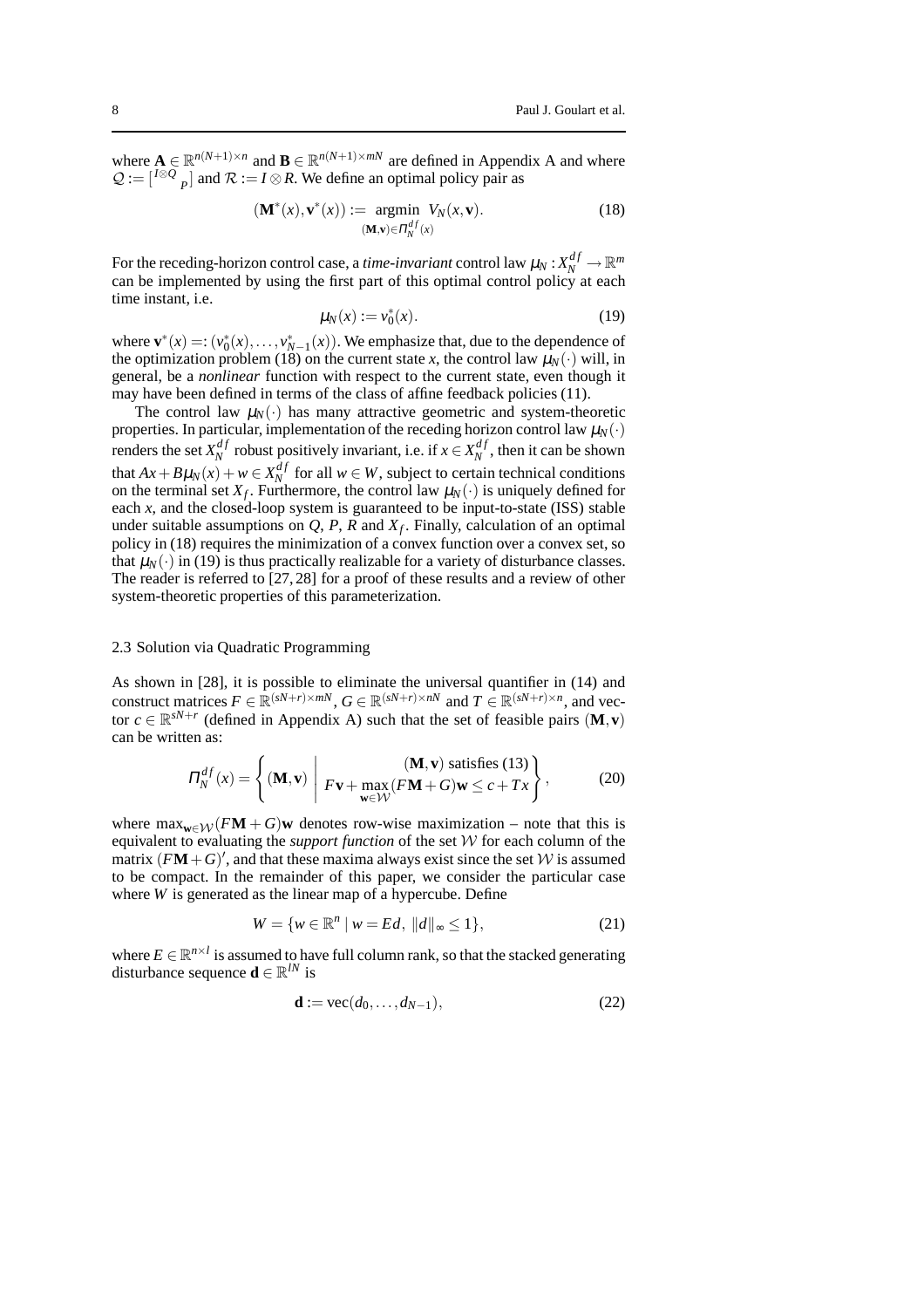where $\mathbf{A} \in \mathbb{R}^{n(N+1)\times n}$ and $\mathbf{B} \in \mathbb{R}^{n(N+1)\times mN}$ are defined in Appendix A and where $\mathcal{Q} := \left[\begin{smallmatrix} I\otimes Q & \\ & P \end{smallmatrix}\right]$ and $\mathcal{R} := I \otimes R$. We define an optimal policy pair as

$$(\mathbf{M}^*(x), \mathbf{v}^*(x)) := \underset{(\mathbf{M},\mathbf{v})\in \Pi_N^{df}(x)}{\operatorname{argmin}} \; V_N(x, \mathbf{v}). \tag{18}$$

For the receding-horizon control case, a *time-invariant* control law $\mu_N : X_N^{df} \to \mathbb{R}^m$ can be implemented by using the first part of this optimal control policy at each time instant, i.e.

$$\mu_N(x) := v_0^*(x). \tag{19}$$

where $\mathbf{v}^*(x) =: (v_0^*(x), \ldots, v_{N-1}^*(x))$. We emphasize that, due to the dependence of the optimization problem (18) on the current state $x$, the control law $\mu_N(\cdot)$ will, in general, be a *nonlinear* function with respect to the current state, even though it may have been defined in terms of the class of affine feedback policies (11).

The control law $\mu_N(\cdot)$ has many attractive geometric and system-theoretic properties. In particular, implementation of the receding horizon control law $\mu_N(\cdot)$ renders the set $X_N^{df}$ robust positively invariant, i.e. if $x \in X_N^{df}$, then it can be shown that $Ax + B\mu_N(x) + w \in X_N^{df}$ for all $w \in W$, subject to certain technical conditions on the terminal set $X_f$. Furthermore, the control law $\mu_N(\cdot)$ is uniquely defined for each $x$, and the closed-loop system is guaranteed to be input-to-state (ISS) stable under suitable assumptions on $Q$, $P$, $R$ and $X_f$. Finally, calculation of an optimal policy in (18) requires the minimization of a convex function over a convex set, so that $\mu_N(\cdot)$ in (19) is thus practically realizable for a variety of disturbance classes. The reader is referred to [27, 28] for a proof of these results and a review of other system-theoretic properties of this parameterization.

### 2.3 Solution via Quadratic Programming

As shown in [28], it is possible to eliminate the universal quantifier in (14) and construct matrices $F \in \mathbb{R}^{(sN+r)\times mN}$, $G \in \mathbb{R}^{(sN+r)\times nN}$ and $T \in \mathbb{R}^{(sN+r)\times n}$, and vector $c \in \mathbb{R}^{sN+r}$ (defined in Appendix A) such that the set of feasible pairs $(\mathbf{M}, \mathbf{v})$ can be written as:

$$\Pi_N^{df}(x) = \left\{ (\mathbf{M}, \mathbf{v}) \;\middle|\; \begin{array}{c} (\mathbf{M}, \mathbf{v}) \text{ satisfies (13)} \\ F\mathbf{v} + \max\limits_{\mathbf{w}\in\mathcal{W}} (F\mathbf{M} + G)\mathbf{w} \le c + Tx \end{array} \right\}, \tag{20}$$

where $\max_{\mathbf{w}\in\mathcal{W}} (F\mathbf{M} + G)\mathbf{w}$ denotes row-wise maximization – note that this is equivalent to evaluating the *support function* of the set $\mathcal{W}$ for each column of the matrix $(F\mathbf{M} + G)'$, and that these maxima always exist since the set $\mathcal{W}$ is assumed to be compact. In the remainder of this paper, we consider the particular case where $W$ is generated as the linear map of a hypercube. Define

$$W = \{ w \in \mathbb{R}^n \mid w = Ed, \; \|d\|_\infty \le 1 \}, \tag{21}$$

where $E \in \mathbb{R}^{n\times l}$ is assumed to have full column rank, so that the stacked generating disturbance sequence $\mathbf{d} \in \mathbb{R}^{lN}$ is

$$\mathbf{d} := \operatorname{vec}(d_0, \ldots, d_{N-1}), \tag{22}$$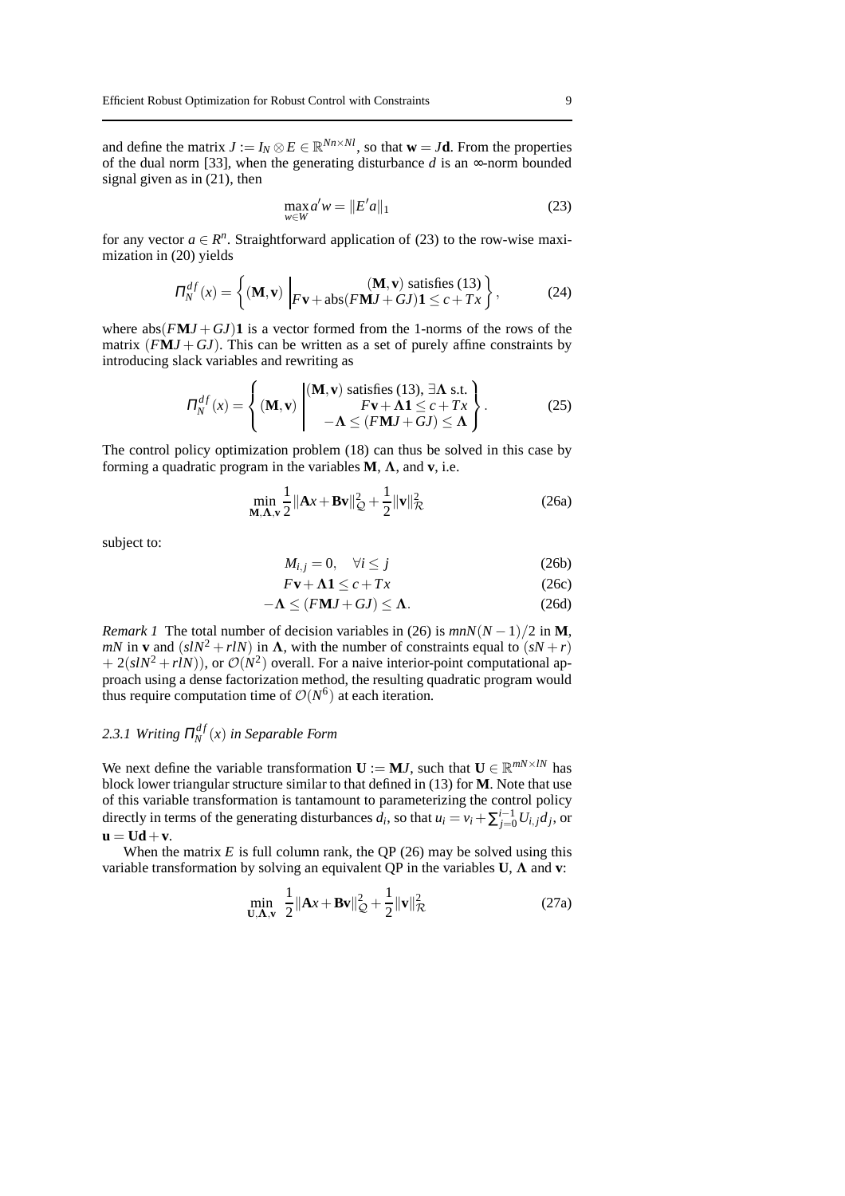and define the matrix $J := I_N \otimes E \in \mathbb{R}^{Nn \times Nl}$, so that $\mathbf{w} = J\mathbf{d}$. From the properties of the dual norm [33], when the generating disturbance $d$ is an $\infty$-norm bounded signal given as in (21), then

$$\max_{w \in W} a'w = \|E'a\|_1 \tag{23}$$

for any vector $a \in R^n$. Straightforward application of (23) to the row-wise maximization in (20) yields

$$\Pi_N^{df}(x) = \left\{ (\mathbf{M}, \mathbf{v}) \;\middle|\; \begin{array}{c} (\mathbf{M}, \mathbf{v}) \text{ satisfies (13)} \\ F\mathbf{v} + \text{abs}(F\mathbf{M}J + GJ)\mathbf{1} \leq c + Tx \end{array} \right\}, \tag{24}$$

where $\text{abs}(F\mathbf{M}J + GJ)\mathbf{1}$ is a vector formed from the 1-norms of the rows of the matrix $(F\mathbf{M}J + GJ)$. This can be written as a set of purely affine constraints by introducing slack variables and rewriting as

$$\Pi_N^{df}(x) = \left\{ (\mathbf{M}, \mathbf{v}) \;\middle|\; \begin{array}{r} (\mathbf{M}, \mathbf{v}) \text{ satisfies (13)}, \exists \mathbf{\Lambda} \text{ s.t.} \\ F\mathbf{v} + \mathbf{\Lambda}\mathbf{1} \leq c + Tx \\ -\mathbf{\Lambda} \leq (F\mathbf{M}J + GJ) \leq \mathbf{\Lambda} \end{array} \right\}. \tag{25}$$

The control policy optimization problem (18) can thus be solved in this case by forming a quadratic program in the variables $\mathbf{M}$, $\mathbf{\Lambda}$, and $\mathbf{v}$, i.e.

$$\min_{\mathbf{M}, \mathbf{\Lambda}, \mathbf{v}} \frac{1}{2}\|\mathbf{A}x + \mathbf{B}\mathbf{v}\|_{\mathcal{Q}}^2 + \frac{1}{2}\|\mathbf{v}\|_{\mathcal{R}}^2 \tag{26a}$$

subject to:

$$M_{i,j} = 0, \quad \forall i \leq j \tag{26b}$$

$$F\mathbf{v} + \mathbf{\Lambda}\mathbf{1} \leq c + Tx \tag{26c}$$

$$-\mathbf{\Lambda} \leq (F\mathbf{M}J + GJ) \leq \mathbf{\Lambda}. \tag{26d}$$

*Remark 1* The total number of decision variables in (26) is $mnN(N-1)/2$ in $\mathbf{M}$, $mN$ in $\mathbf{v}$ and $(slN^2 + rlN)$ in $\mathbf{\Lambda}$, with the number of constraints equal to $(sN + r) + 2(slN^2 + rlN))$, or $\mathcal{O}(N^2)$ overall. For a naive interior-point computational approach using a dense factorization method, the resulting quadratic program would thus require computation time of $\mathcal{O}(N^6)$ at each iteration.

### 2.3.1 Writing $\Pi_N^{df}(x)$ in Separable Form

We next define the variable transformation $\mathbf{U} := \mathbf{M}J$, such that $\mathbf{U} \in \mathbb{R}^{mN \times lN}$ has block lower triangular structure similar to that defined in (13) for $\mathbf{M}$. Note that use of this variable transformation is tantamount to parameterizing the control policy directly in terms of the generating disturbances $d_i$, so that $u_i = v_i + \sum_{j=0}^{i-1} U_{i,j} d_j$, or $\mathbf{u} = \mathbf{U}\mathbf{d} + \mathbf{v}$.

When the matrix $E$ is full column rank, the QP (26) may be solved using this variable transformation by solving an equivalent QP in the variables $\mathbf{U}$, $\mathbf{\Lambda}$ and $\mathbf{v}$:

$$\min_{\mathbf{U}, \mathbf{\Lambda}, \mathbf{v}} \; \frac{1}{2}\|\mathbf{A}x + \mathbf{B}\mathbf{v}\|_{\mathcal{Q}}^2 + \frac{1}{2}\|\mathbf{v}\|_{\mathcal{R}}^2 \tag{27a}$$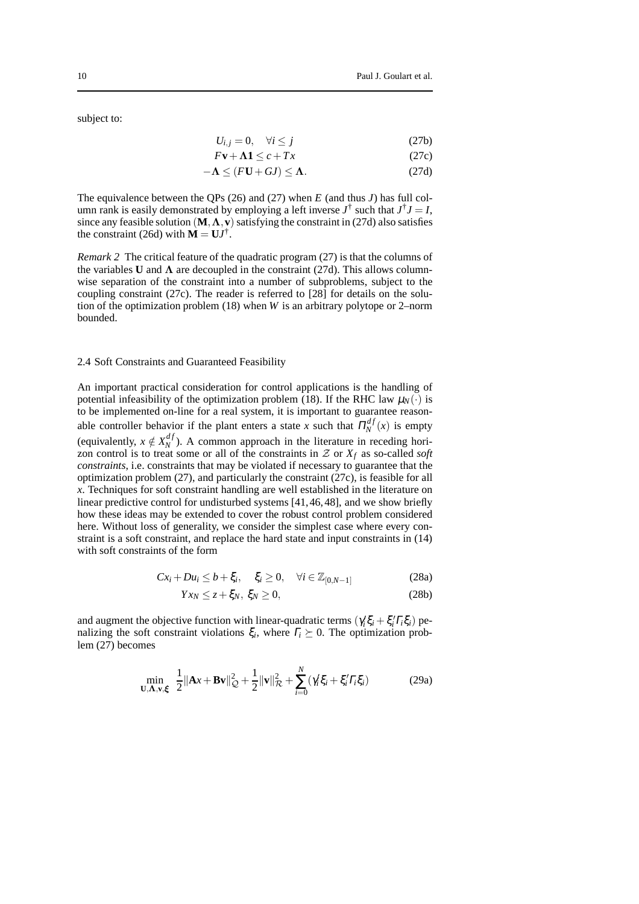subject to:

$$U_{i,j} = 0, \quad \forall i \leq j \tag{27b}$$

$$F\mathbf{v} + \mathbf{\Lambda 1} \leq c + Tx \tag{27c}$$

$$-\mathbf{\Lambda} \leq (F\mathbf{U} + GJ) \leq \mathbf{\Lambda}. \tag{27d}$$

The equivalence between the QPs (26) and (27) when $E$ (and thus $J$) has full column rank is easily demonstrated by employing a left inverse $J^{\dagger}$ such that $J^{\dagger}J = I$, since any feasible solution $(\mathbf{M}, \mathbf{\Lambda}, \mathbf{v})$ satisfying the constraint in (27d) also satisfies the constraint (26d) with $\mathbf{M} = \mathbf{U}J^{\dagger}$.

*Remark 2* The critical feature of the quadratic program (27) is that the columns of the variables $\mathbf{U}$ and $\mathbf{\Lambda}$ are decoupled in the constraint (27d). This allows column-wise separation of the constraint into a number of subproblems, subject to the coupling constraint (27c). The reader is referred to [28] for details on the solution of the optimization problem (18) when $W$ is an arbitrary polytope or 2–norm bounded.

### 2.4 Soft Constraints and Guaranteed Feasibility

An important practical consideration for control applications is the handling of potential infeasibility of the optimization problem (18). If the RHC law $\mu_N(\cdot)$ is to be implemented on-line for a real system, it is important to guarantee reasonable controller behavior if the plant enters a state $x$ such that $\Pi_N^{df}(x)$ is empty (equivalently, $x \notin X_N^{df}$). A common approach in the literature in receding horizon control is to treat some or all of the constraints in $\mathcal{Z}$ or $X_f$ as so-called *soft constraints*, i.e. constraints that may be violated if necessary to guarantee that the optimization problem (27), and particularly the constraint (27c), is feasible for all $x$. Techniques for soft constraint handling are well established in the literature on linear predictive control for undisturbed systems [41,46,48], and we show briefly how these ideas may be extended to cover the robust control problem considered here. Without loss of generality, we consider the simplest case where every constraint is a soft constraint, and replace the hard state and input constraints in (14) with soft constraints of the form

$$Cx_i + Du_i \leq b + \xi_i, \quad \xi_i \geq 0, \quad \forall i \in \mathbb{Z}_{[0,N-1]} \tag{28a}$$

$$Yx_N \leq z + \xi_N, \ \xi_N \geq 0, \tag{28b}$$

and augment the objective function with linear-quadratic terms $(\gamma_i' \xi_i + \xi_i' \Gamma_i \xi_i)$ penalizing the soft constraint violations $\xi_i$, where $\Gamma_i \succeq 0$. The optimization problem (27) becomes

$$\min_{\mathbf{U},\mathbf{\Lambda},\mathbf{v},\boldsymbol{\xi}} \ \frac{1}{2}\|\mathbf{A}x + \mathbf{B}\mathbf{v}\|_{\mathcal{Q}}^2 + \frac{1}{2}\|\mathbf{v}\|_{\mathcal{R}}^2 + \sum_{i=0}^{N} (\gamma_i' \xi_i + \xi_i' \Gamma_i \xi_i) \tag{29a}$$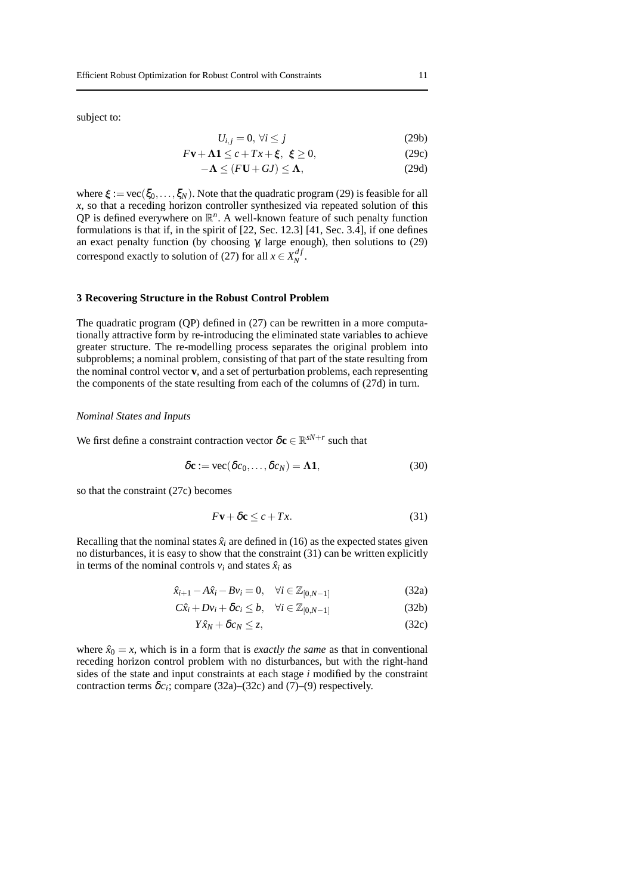subject to:

$$U_{i,j} = 0, \; \forall i \leq j \tag{29b}$$

$$F\mathbf{v} + \mathbf{\Lambda 1} \leq c + Tx + \boldsymbol{\xi}, \;\; \boldsymbol{\xi} \geq 0, \tag{29c}$$

$$-\mathbf{\Lambda} \leq (F\mathbf{U} + GJ) \leq \mathbf{\Lambda}, \tag{29d}$$

where $\boldsymbol{\xi} := \mathrm{vec}(\xi_0, \ldots, \xi_N)$. Note that the quadratic program (29) is feasible for all $x$, so that a receding horizon controller synthesized via repeated solution of this QP is defined everywhere on $\mathbb{R}^n$. A well-known feature of such penalty function formulations is that if, in the spirit of [22, Sec. 12.3] [41, Sec. 3.4], if one defines an exact penalty function (by choosing $\gamma_i$ large enough), then solutions to (29) correspond exactly to solution of (27) for all $x \in X_N^{df}$.

## 3 Recovering Structure in the Robust Control Problem

The quadratic program (QP) defined in (27) can be rewritten in a more computationally attractive form by re-introducing the eliminated state variables to achieve greater structure. The re-modelling process separates the original problem into subproblems; a nominal problem, consisting of that part of the state resulting from the nominal control vector $\mathbf{v}$, and a set of perturbation problems, each representing the components of the state resulting from each of the columns of (27d) in turn.

### *Nominal States and Inputs*

We first define a constraint contraction vector $\delta\mathbf{c} \in \mathbb{R}^{sN+r}$ such that

$$\delta\mathbf{c} := \mathrm{vec}(\delta c_0, \ldots, \delta c_N) = \mathbf{\Lambda 1}, \tag{30}$$

so that the constraint (27c) becomes

$$F\mathbf{v} + \delta\mathbf{c} \leq c + Tx. \tag{31}$$

Recalling that the nominal states $\hat{x}_i$ are defined in (16) as the expected states given no disturbances, it is easy to show that the constraint (31) can be written explicitly in terms of the nominal controls $v_i$ and states $\hat{x}_i$ as

$$\hat{x}_{i+1} - A\hat{x}_i - Bv_i = 0, \quad \forall i \in \mathbb{Z}_{[0,N-1]} \tag{32a}$$

$$C\hat{x}_i + Dv_i + \delta c_i \leq b, \quad \forall i \in \mathbb{Z}_{[0,N-1]} \tag{32b}$$

$$Y\hat{x}_N + \delta c_N \leq z, \tag{32c}$$

where $\hat{x}_0 = x$, which is in a form that is *exactly the same* as that in conventional receding horizon control problem with no disturbances, but with the right-hand sides of the state and input constraints at each stage $i$ modified by the constraint contraction terms $\delta c_i$; compare (32a)–(32c) and (7)–(9) respectively.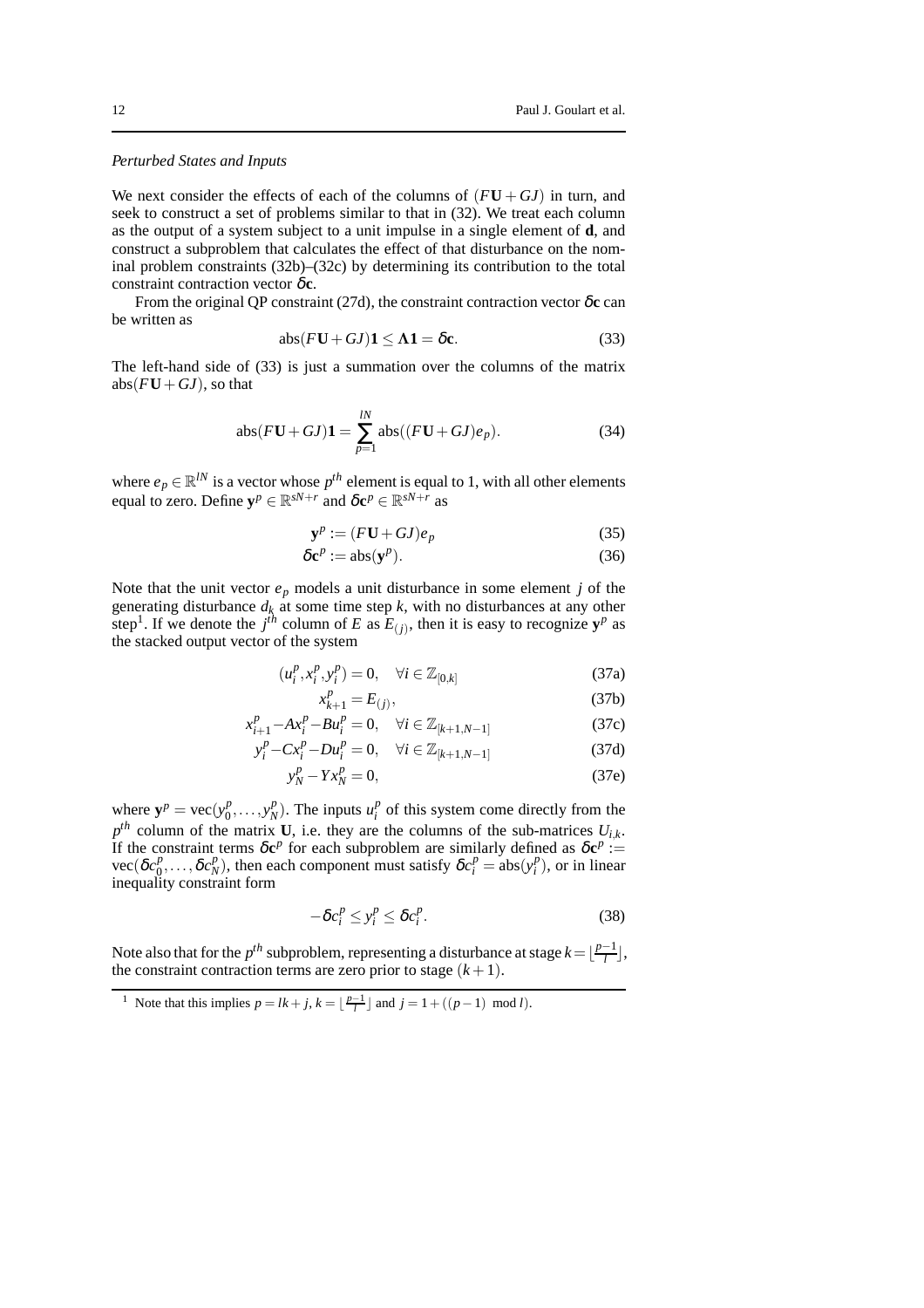*Perturbed States and Inputs*

We next consider the effects of each of the columns of $(F\mathbf{U}+GJ)$ in turn, and seek to construct a set of problems similar to that in (32). We treat each column as the output of a system subject to a unit impulse in a single element of $\mathbf{d}$, and construct a subproblem that calculates the effect of that disturbance on the nominal problem constraints (32b)–(32c) by determining its contribution to the total constraint contraction vector $\delta\mathbf{c}$.

From the original QP constraint (27d), the constraint contraction vector $\delta\mathbf{c}$ can be written as

$$\operatorname{abs}(F\mathbf{U}+GJ)\mathbf{1} \leq \mathbf{\Lambda}\mathbf{1} = \delta\mathbf{c}. \tag{33}$$

The left-hand side of (33) is just a summation over the columns of the matrix $\operatorname{abs}(F\mathbf{U}+GJ)$, so that

$$\operatorname{abs}(F\mathbf{U}+GJ)\mathbf{1} = \sum_{p=1}^{lN} \operatorname{abs}((F\mathbf{U}+GJ)e_p). \tag{34}$$

where $e_p \in \mathbb{R}^{lN}$ is a vector whose $p^{th}$ element is equal to 1, with all other elements equal to zero. Define $\mathbf{y}^p \in \mathbb{R}^{sN+r}$ and $\delta\mathbf{c}^p \in \mathbb{R}^{sN+r}$ as

$$\mathbf{y}^p := (F\mathbf{U}+GJ)e_p \tag{35}$$

$$\delta\mathbf{c}^p := \operatorname{abs}(\mathbf{y}^p). \tag{36}$$

Note that the unit vector $e_p$ models a unit disturbance in some element $j$ of the generating disturbance $d_k$ at some time step $k$, with no disturbances at any other step[1]. If we denote the $j^{th}$ column of $E$ as $E_{(j)}$, then it is easy to recognize $\mathbf{y}^p$ as the stacked output vector of the system

$$(u_i^p, x_i^p, y_i^p) = 0, \quad \forall i \in \mathbb{Z}_{[0,k]} \tag{37a}$$

$$x_{k+1}^p = E_{(j)}, \tag{37b}$$

$$x_{i+1}^p - Ax_i^p - Bu_i^p = 0, \quad \forall i \in \mathbb{Z}_{[k+1,N-1]} \tag{37c}$$

$$y_i^p - Cx_i^p - Du_i^p = 0, \quad \forall i \in \mathbb{Z}_{[k+1,N-1]} \tag{37d}$$

$$y_N^p - Yx_N^p = 0, \tag{37e}$$

where $\mathbf{y}^p = \operatorname{vec}(y_0^p, \ldots, y_N^p)$. The inputs $u_i^p$ of this system come directly from the $p^{th}$ column of the matrix $\mathbf{U}$, i.e. they are the columns of the sub-matrices $U_{i,k}$. If the constraint terms $\delta\mathbf{c}^p$ for each subproblem are similarly defined as $\delta\mathbf{c}^p := \operatorname{vec}(\delta c_0^p, \ldots, \delta c_N^p)$, then each component must satisfy $\delta c_i^p = \operatorname{abs}(y_i^p)$, or in linear inequality constraint form

$$-\delta c_i^p \leq y_i^p \leq \delta c_i^p. \tag{38}$$

Note also that for the $p^{th}$ subproblem, representing a disturbance at stage $k = \lfloor \frac{p-1}{l} \rfloor$, the constraint contraction terms are zero prior to stage $(k+1)$.

---

[1] Note that this implies $p = lk + j$, $k = \lfloor \frac{p-1}{l} \rfloor$ and $j = 1 + ((p-1) \mod l)$.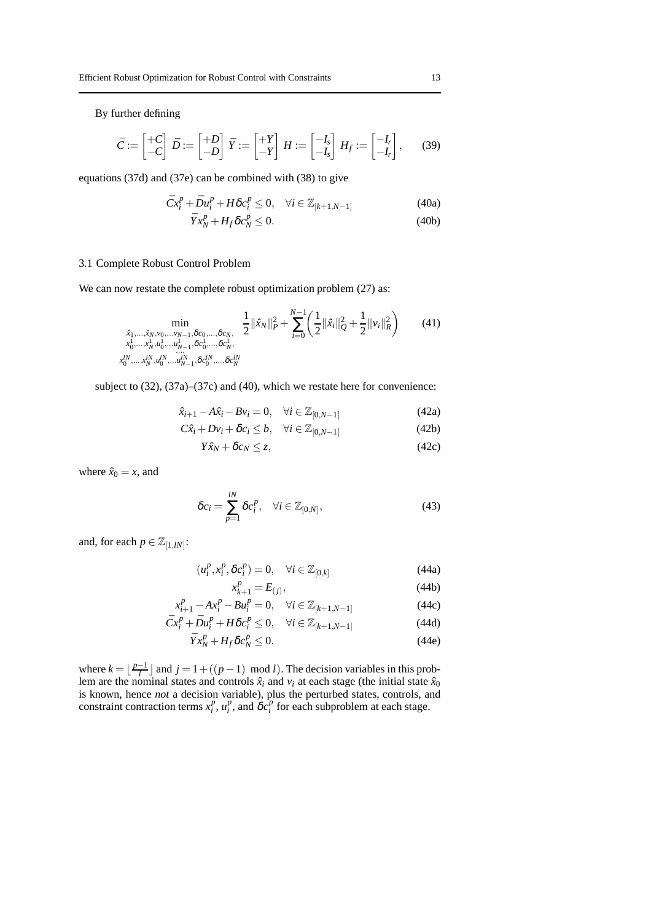By further defining

$$\bar{C} := \begin{bmatrix} +C \\ -C \end{bmatrix} \; \bar{D} := \begin{bmatrix} +D \\ -D \end{bmatrix} \; \bar{Y} := \begin{bmatrix} +Y \\ -Y \end{bmatrix} \; H := \begin{bmatrix} -I_s \\ -I_s \end{bmatrix} \; H_f := \begin{bmatrix} -I_r \\ -I_r \end{bmatrix}, \tag{39}$$

equations (37d) and (37e) can be combined with (38) to give

$$\bar{C}x_i^p + \bar{D}u_i^p + H\delta c_i^p \leq 0, \quad \forall i \in \mathbb{Z}_{[k+1,N-1]} \tag{40a}$$

$$\bar{Y}x_N^p + H_f \delta c_N^p \leq 0. \tag{40b}$$

### 3.1 Complete Robust Control Problem

We can now restate the complete robust optimization problem (27) as:

$$\min_{\substack{\hat{x}_1,\ldots,\hat{x}_N, v_0,\ldots v_{N-1}, \delta c_0,\ldots,\delta c_N, \\ x_0^1,\ldots,x_N^1, u_0^1,\ldots u_{N-1}^1, \delta c_0^1,\ldots,\delta c_N^1, \\ \ldots, \\ x_0^{lN},\ldots,x_N^{lN}, u_0^{lN},\ldots u_{N-1}^{lN}, \delta c_0^{lN},\ldots,\delta c_N^{lN}}} \frac{1}{2}\|\hat{x}_N\|_P^2 + \sum_{i=0}^{N-1}\left(\frac{1}{2}\|\hat{x}_i\|_Q^2 + \frac{1}{2}\|v_i\|_R^2\right) \tag{41}$$

subject to (32), (37a)–(37c) and (40), which we restate here for convenience:

$$\hat{x}_{i+1} - A\hat{x}_i - Bv_i = 0, \quad \forall i \in \mathbb{Z}_{[0,N-1]} \tag{42a}$$

$$C\hat{x}_i + Dv_i + \delta c_i \leq b, \quad \forall i \in \mathbb{Z}_{[0,N-1]} \tag{42b}$$

$$Y\hat{x}_N + \delta c_N \leq z, \tag{42c}$$

where $\hat{x}_0 = x$, and

$$\delta c_i = \sum_{p=1}^{lN} \delta c_i^p, \quad \forall i \in \mathbb{Z}_{[0,N]}, \tag{43}$$

and, for each $p \in \mathbb{Z}_{[1,lN]}$:

$$(u_i^p, x_i^p, \delta c_i^p) = 0, \quad \forall i \in \mathbb{Z}_{[0,k]} \tag{44a}$$

$$x_{k+1}^p = E_{(j)}, \tag{44b}$$

$$x_{i+1}^p - Ax_i^p - Bu_i^p = 0, \quad \forall i \in \mathbb{Z}_{[k+1,N-1]} \tag{44c}$$

$$\bar{C}x_i^p + \bar{D}u_i^p + H\delta c_i^p \leq 0, \quad \forall i \in \mathbb{Z}_{[k+1,N-1]} \tag{44d}$$

$$\bar{Y}x_N^p + H_f \delta c_N^p \leq 0. \tag{44e}$$

where $k = \lfloor \frac{p-1}{l} \rfloor$ and $j = 1 + ((p-1) \mod l)$. The decision variables in this problem are the nominal states and controls $\hat{x}_i$ and $v_i$ at each stage (the initial state $\hat{x}_0$ is known, hence *not* a decision variable), plus the perturbed states, controls, and constraint contraction terms $x_i^p$, $u_i^p$, and $\delta c_i^p$ for each subproblem at each stage.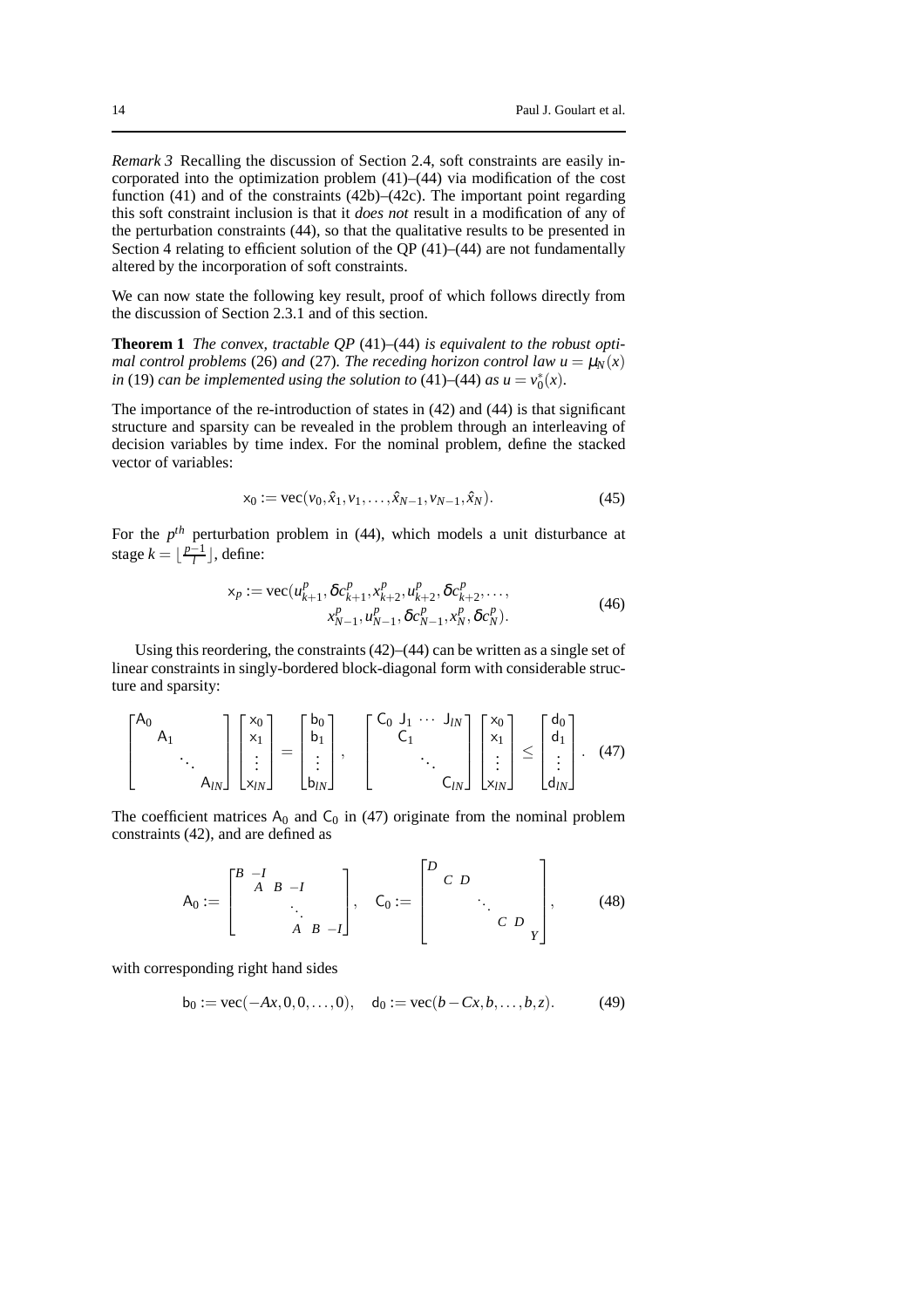*Remark 3* Recalling the discussion of Section 2.4, soft constraints are easily incorporated into the optimization problem (41)–(44) via modification of the cost function (41) and of the constraints (42b)–(42c). The important point regarding this soft constraint inclusion is that it *does not* result in a modification of any of the perturbation constraints (44), so that the qualitative results to be presented in Section 4 relating to efficient solution of the QP (41)–(44) are not fundamentally altered by the incorporation of soft constraints.

We can now state the following key result, proof of which follows directly from the discussion of Section 2.3.1 and of this section.

**Theorem 1** *The convex, tractable QP* (41)–(44) *is equivalent to the robust optimal control problems* (26) *and* (27). *The receding horizon control law* $u = \mu_N(x)$ *in* (19) *can be implemented using the solution to* (41)–(44) *as* $u = v_0^*(x)$.

The importance of the re-introduction of states in (42) and (44) is that significant structure and sparsity can be revealed in the problem through an interleaving of decision variables by time index. For the nominal problem, define the stacked vector of variables:

$$\mathsf{x}_0 := \mathrm{vec}(v_0, \hat{x}_1, v_1, \ldots, \hat{x}_{N-1}, v_{N-1}, \hat{x}_N). \tag{45}$$

For the $p^{th}$ perturbation problem in (44), which models a unit disturbance at stage $k = \lfloor \frac{p-1}{l} \rfloor$, define:

$$\begin{aligned}\mathsf{x}_p := \mathrm{vec}(&u^p_{k+1}, \delta c^p_{k+1}, x^p_{k+2}, u^p_{k+2}, \delta c^p_{k+2}, \ldots, \\ &x^p_{N-1}, u^p_{N-1}, \delta c^p_{N-1}, x^p_N, \delta c^p_N).\end{aligned} \tag{46}$$

Using this reordering, the constraints (42)–(44) can be written as a single set of linear constraints in singly-bordered block-diagonal form with considerable structure and sparsity:

$$\begin{bmatrix} \mathsf{A}_0 & & & \\ & \mathsf{A}_1 & & \\ & & \ddots & \\ & & & \mathsf{A}_{lN} \end{bmatrix} \begin{bmatrix} \mathsf{x}_0 \\ \mathsf{x}_1 \\ \vdots \\ \mathsf{x}_{lN} \end{bmatrix} = \begin{bmatrix} \mathsf{b}_0 \\ \mathsf{b}_1 \\ \vdots \\ \mathsf{b}_{lN} \end{bmatrix}, \quad \begin{bmatrix} \mathsf{C}_0 & \mathsf{J}_1 & \cdots & \mathsf{J}_{lN} \\ & \mathsf{C}_1 & & \\ & & \ddots & \\ & & & \mathsf{C}_{lN} \end{bmatrix} \begin{bmatrix} \mathsf{x}_0 \\ \mathsf{x}_1 \\ \vdots \\ \mathsf{x}_{lN} \end{bmatrix} \leq \begin{bmatrix} \mathsf{d}_0 \\ \mathsf{d}_1 \\ \vdots \\ \mathsf{d}_{lN} \end{bmatrix}. \tag{47}$$

The coefficient matrices $\mathsf{A}_0$ and $\mathsf{C}_0$ in (47) originate from the nominal problem constraints (42), and are defined as

$$\mathsf{A}_0 := \begin{bmatrix} B & -I & & & & \\ & A & B & -I & & \\ & & & \ddots & & \\ & & & A & B & -I \end{bmatrix}, \quad \mathsf{C}_0 := \begin{bmatrix} D & & & & \\ & C & D & & \\ & & & \ddots & \\ & & & C & D \\ & & & & & Y \end{bmatrix}, \tag{48}$$

with corresponding right hand sides

$$\mathsf{b}_0 := \mathrm{vec}(-Ax, 0, 0, \ldots, 0), \quad \mathsf{d}_0 := \mathrm{vec}(b - Cx, b, \ldots, b, z). \tag{49}$$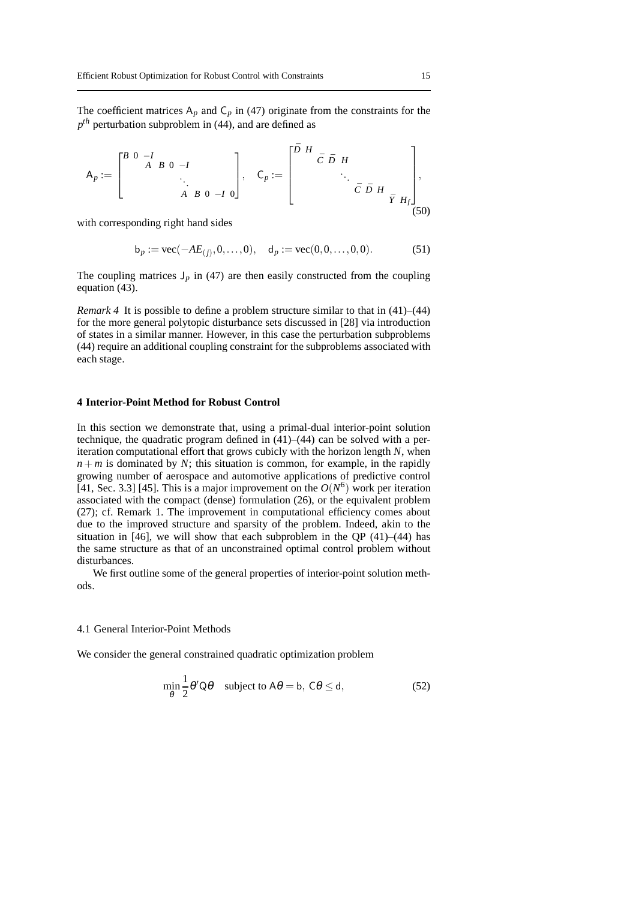The coefficient matrices $\mathsf{A}_p$ and $\mathsf{C}_p$ in (47) originate from the constraints for the $p^{th}$ perturbation subproblem in (44), and are defined as

$$\mathsf{A}_p := \begin{bmatrix} B & 0 & -I & & & & & \\ & & A & B & 0 & -I & & \\ & & & & \ddots & & & \\ & & & & A & B & 0 & -I \;\; 0 \end{bmatrix}, \quad \mathsf{C}_p := \begin{bmatrix} \bar{D} & H & & & & & \\ & & \bar{C} & \bar{D} & H & & \\ & & & & \ddots & & \\ & & & & \bar{C} & \bar{D} & H \\ & & & & & & \bar{Y} \;\; H_f \end{bmatrix}, \tag{50}$$

with corresponding right hand sides

$$\mathsf{b}_p := \mathrm{vec}(-AE_{(j)}, 0, \ldots, 0), \quad \mathsf{d}_p := \mathrm{vec}(0, 0, \ldots, 0, 0). \tag{51}$$

The coupling matrices $\mathsf{J}_p$ in (47) are then easily constructed from the coupling equation (43).

*Remark 4* It is possible to define a problem structure similar to that in (41)–(44) for the more general polytopic disturbance sets discussed in [28] via introduction of states in a similar manner. However, in this case the perturbation subproblems (44) require an additional coupling constraint for the subproblems associated with each stage.

## 4 Interior-Point Method for Robust Control

In this section we demonstrate that, using a primal-dual interior-point solution technique, the quadratic program defined in (41)–(44) can be solved with a per-iteration computational effort that grows cubicly with the horizon length $N$, when $n+m$ is dominated by $N$; this situation is common, for example, in the rapidly growing number of aerospace and automotive applications of predictive control [41, Sec. 3.3] [45]. This is a major improvement on the $O(N^6)$ work per iteration associated with the compact (dense) formulation (26), or the equivalent problem (27); cf. Remark 1. The improvement in computational efficiency comes about due to the improved structure and sparsity of the problem. Indeed, akin to the situation in [46], we will show that each subproblem in the QP (41)–(44) has the same structure as that of an unconstrained optimal control problem without disturbances.

We first outline some of the general properties of interior-point solution methods.

### 4.1 General Interior-Point Methods

We consider the general constrained quadratic optimization problem

$$\min_{\theta} \frac{1}{2}\theta' \mathsf{Q} \theta \quad \text{subject to } \mathsf{A}\theta = \mathsf{b},\ \mathsf{C}\theta \leq \mathsf{d}, \tag{52}$$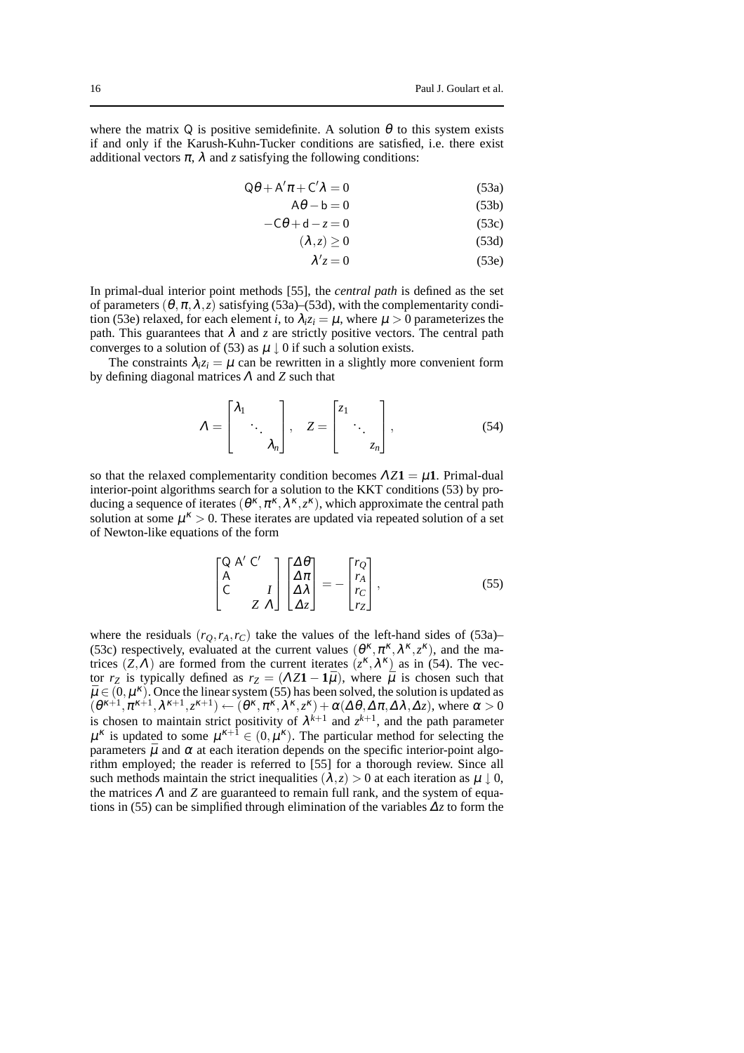where the matrix $\mathsf{Q}$ is positive semidefinite. A solution $\theta$ to this system exists if and only if the Karush-Kuhn-Tucker conditions are satisfied, i.e. there exist additional vectors $\pi$, $\lambda$ and $z$ satisfying the following conditions:

$$\mathsf{Q}\theta + \mathsf{A}'\pi + \mathsf{C}'\lambda = 0 \tag{53a}$$

$$\mathsf{A}\theta - \mathsf{b} = 0 \tag{53b}$$

$$-\mathsf{C}\theta + \mathsf{d} - z = 0 \tag{53c}$$

$$(\lambda, z) \geq 0 \tag{53d}$$

$$\lambda' z = 0 \tag{53e}$$

In primal-dual interior point methods [55], the *central path* is defined as the set of parameters $(\theta, \pi, \lambda, z)$ satisfying (53a)–(53d), with the complementarity condition (53e) relaxed, for each element $i$, to $\lambda_i z_i = \mu$, where $\mu > 0$ parameterizes the path. This guarantees that $\lambda$ and $z$ are strictly positive vectors. The central path converges to a solution of (53) as $\mu \downarrow 0$ if such a solution exists.

The constraints $\lambda_i z_i = \mu$ can be rewritten in a slightly more convenient form by defining diagonal matrices $\Lambda$ and $Z$ such that

$$\Lambda = \begin{bmatrix} \lambda_1 & & \\ & \ddots & \\ & & \lambda_n \end{bmatrix}, \quad Z = \begin{bmatrix} z_1 & & \\ & \ddots & \\ & & z_n \end{bmatrix}, \tag{54}$$

so that the relaxed complementarity condition becomes $\Lambda Z \mathbf{1} = \mu \mathbf{1}$. Primal-dual interior-point algorithms search for a solution to the KKT conditions (53) by producing a sequence of iterates $(\theta^\kappa, \pi^\kappa, \lambda^\kappa, z^\kappa)$, which approximate the central path solution at some $\mu^\kappa > 0$. These iterates are updated via repeated solution of a set of Newton-like equations of the form

$$\begin{bmatrix} \mathsf{Q} & \mathsf{A}' & \mathsf{C}' & \\ \mathsf{A} & & & \\ \mathsf{C} & & & I \\ & & Z & \Lambda \end{bmatrix} \begin{bmatrix} \Delta\theta \\ \Delta\pi \\ \Delta\lambda \\ \Delta z \end{bmatrix} = - \begin{bmatrix} r_Q \\ r_A \\ r_C \\ r_Z \end{bmatrix}, \tag{55}$$

where the residuals $(r_Q, r_A, r_C)$ take the values of the left-hand sides of (53a)–(53c) respectively, evaluated at the current values $(\theta^\kappa, \pi^\kappa, \lambda^\kappa, z^\kappa)$, and the matrices $(Z, \Lambda)$ are formed from the current iterates $(z^\kappa, \lambda^\kappa)$ as in (54). The vector $r_Z$ is typically defined as $r_Z = (\Lambda Z \mathbf{1} - \mathbf{1}\bar{\mu})$, where $\bar{\mu}$ is chosen such that $\bar{\mu} \in (0, \mu^\kappa)$. Once the linear system (55) has been solved, the solution is updated as $(\theta^{\kappa+1}, \pi^{\kappa+1}, \lambda^{\kappa+1}, z^{\kappa+1}) \leftarrow (\theta^\kappa, \pi^\kappa, \lambda^\kappa, z^\kappa) + \alpha(\Delta\theta, \Delta\pi, \Delta\lambda, \Delta z)$, where $\alpha > 0$ is chosen to maintain strict positivity of $\lambda^{k+1}$ and $z^{k+1}$, and the path parameter $\mu^\kappa$ is updated to some $\mu^{\kappa+1} \in (0, \mu^\kappa)$. The particular method for selecting the parameters $\bar{\mu}$ and $\alpha$ at each iteration depends on the specific interior-point algorithm employed; the reader is referred to [55] for a thorough review. Since all such methods maintain the strict inequalities $(\lambda, z) > 0$ at each iteration as $\mu \downarrow 0$, the matrices $\Lambda$ and $Z$ are guaranteed to remain full rank, and the system of equations in (55) can be simplified through elimination of the variables $\Delta z$ to form the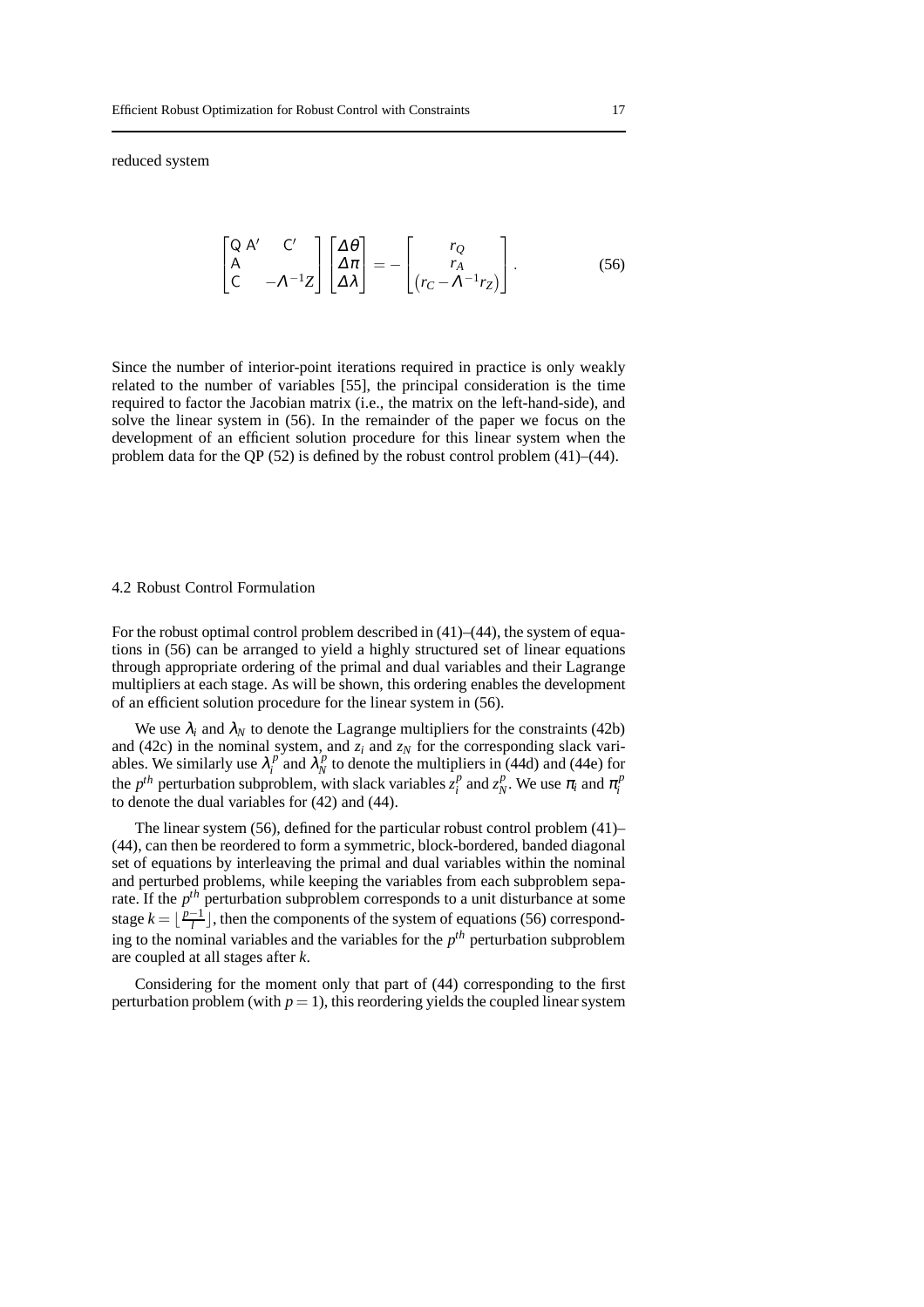reduced system

$$
\begin{bmatrix} \mathsf{Q} & \mathsf{A}' & \mathsf{C}' \\ \mathsf{A} & & \\ \mathsf{C} & & -\Lambda^{-1} Z \end{bmatrix} \begin{bmatrix} \Delta\theta \\ \Delta\pi \\ \Delta\lambda \end{bmatrix} = - \begin{bmatrix} r_Q \\ r_A \\ \left(r_C - \Lambda^{-1} r_Z\right) \end{bmatrix}. \tag{56}
$$

Since the number of interior-point iterations required in practice is only weakly related to the number of variables [55], the principal consideration is the time required to factor the Jacobian matrix (i.e., the matrix on the left-hand-side), and solve the linear system in (56). In the remainder of the paper we focus on the development of an efficient solution procedure for this linear system when the problem data for the QP (52) is defined by the robust control problem (41)–(44).

### 4.2 Robust Control Formulation

For the robust optimal control problem described in (41)–(44), the system of equations in (56) can be arranged to yield a highly structured set of linear equations through appropriate ordering of the primal and dual variables and their Lagrange multipliers at each stage. As will be shown, this ordering enables the development of an efficient solution procedure for the linear system in (56).

We use $\lambda_i$ and $\lambda_N$ to denote the Lagrange multipliers for the constraints (42b) and (42c) in the nominal system, and $z_i$ and $z_N$ for the corresponding slack variables. We similarly use $\lambda_i^p$ and $\lambda_N^p$ to denote the multipliers in (44d) and (44e) for the $p^{th}$ perturbation subproblem, with slack variables $z_i^p$ and $z_N^p$. We use $\pi_i$ and $\pi_i^p$ to denote the dual variables for (42) and (44).

The linear system (56), defined for the particular robust control problem (41)–(44), can then be reordered to form a symmetric, block-bordered, banded diagonal set of equations by interleaving the primal and dual variables within the nominal and perturbed problems, while keeping the variables from each subproblem separate. If the $p^{th}$ perturbation subproblem corresponds to a unit disturbance at some stage $k = \lfloor \frac{p-1}{l} \rfloor$, then the components of the system of equations (56) corresponding to the nominal variables and the variables for the $p^{th}$ perturbation subproblem are coupled at all stages after $k$.

Considering for the moment only that part of (44) corresponding to the first perturbation problem (with $p = 1$), this reordering yields the coupled linear system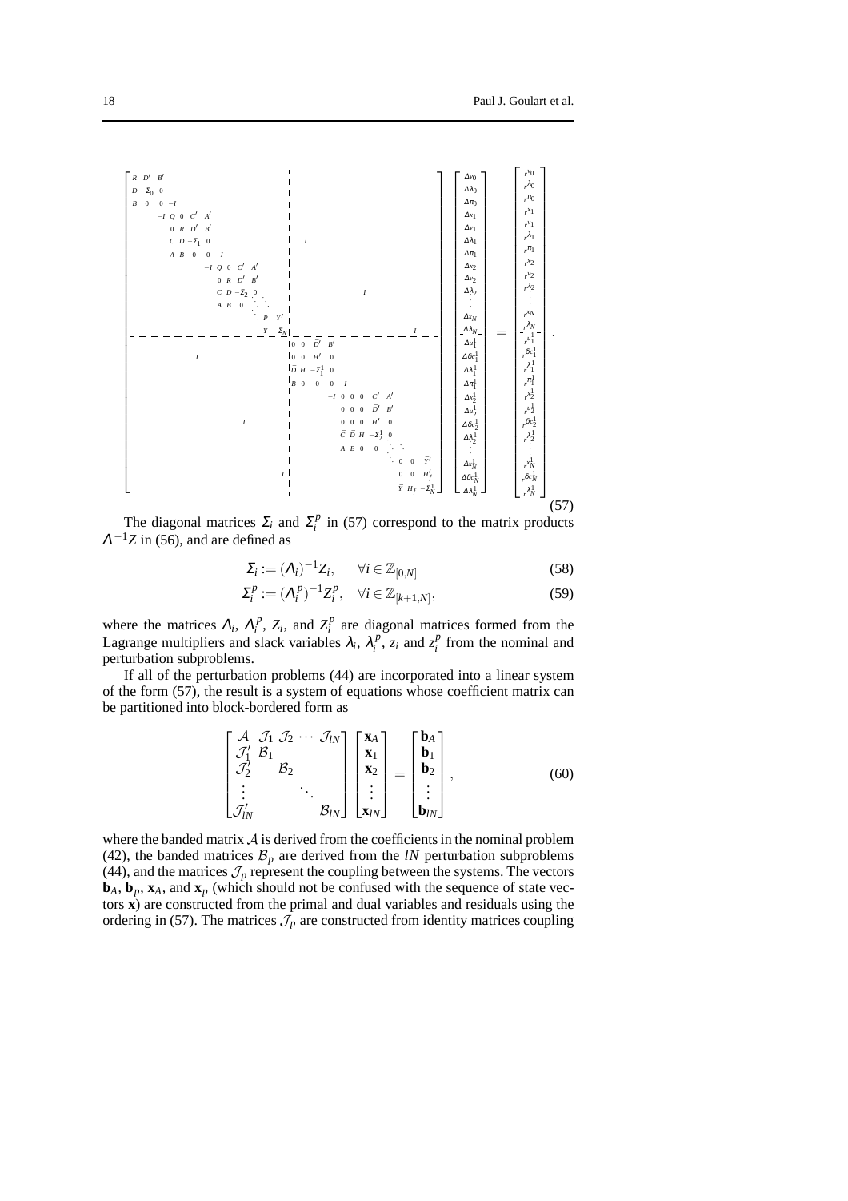$$
\left[\begin{array}{cccccccccccccc|cccccccccccccc}
R & D' & B' & & & & & & & & & & & & & & & & & & & & & & & & & \\
D & -\Sigma_0 & 0 & & & & & & & & & & & & & & & & & & & & & & & & & \\
B & 0 & 0 & -I & & & & & & & & & & & & & & & & & & & & & & & & \\
 & & -I & Q & 0 & C' & A' & & & & & & & & & & & & & & & & & & & & & \\
 & & & 0 & R & D' & B' & & & & & & & & & & & & & & I & & & & & & & \\
 & & & C & D & -\Sigma_1 & 0 & & & & & & & & & & & & & & & & & & & & & \\
 & & & A & B & 0 & 0 & -I & & & & & & & & & & & & & & & & & & & & \\
 & & & & & & -I & Q & 0 & C' & A' & & & & & & & & & & & & & & & & & \\
 & & & & & & & 0 & R & D' & B' & & & & & & & & & & & & & & & & & \\
 & & & & & & & C & D & -\Sigma_2 & 0 & & & & & & & & & & & & & I & & & & \\
 & & & & & & & A & B & 0 & \ddots & & & & & & & & & & & & & & & & & \\
 & & & & & & & & & & \ddots & P & Y' & & & & & & & & & & & & & & & \\
 & & & & & & & & & & & Y & -\Sigma_N & & & & & & & & & & & & & & I & \\
\hline
 & & & & & & & & & & & & & & 0 & 0 & \tilde{D}' & B' & & & & & & & & & & \\
 & & & & & I & & & & & & & & & 0 & 0 & H' & 0 & & & & & & & & & & \\
 & & & & & & & & & & & & & & \tilde{D} & H & -\Sigma_1^1 & 0 & & & & & & & & & & \\
 & & & & & & & & & & & & & & B & 0 & 0 & 0 & -I & & & & & & & & & \\
 & & & & & & & & & & & & & & & & & -I & 0 & 0 & 0 & \tilde{C}' & A' & & & & & \\
 & & & & & & & & & & & & & & & & & & 0 & 0 & 0 & \tilde{D}' & B' & & & & & \\
 & & & & & & & & I & & & & & & & & & & 0 & 0 & 0 & H' & 0 & & & & & \\
 & & & & & & & & & & & & & & & & & & \tilde{C} & \tilde{D} & H & -\Sigma_2^1 & 0 & & & & & \\
 & & & & & & & & & & & & & & & & & & A & B & 0 & 0 & \ddots & & & & & \\
 & & & & & & & & & & & & & & & & & & & & & & \ddots & 0 & 0 & \tilde{Y}' & \\
 & & & & & & & & & & & & I & & & & & & & & & & & 0 & 0 & H_f' & \\
 & & & & & & & & & & & & & & & & & & & & & & & \tilde{Y} & H_f & -\Sigma_N^1 &
\end{array}\right]
\begin{bmatrix}
\Delta v_0 \\ \Delta\lambda_0 \\ \Delta\pi_0 \\ \Delta x_1 \\ \Delta v_1 \\ \Delta\lambda_1 \\ \Delta\pi_1 \\ \Delta x_2 \\ \Delta v_2 \\ \Delta\lambda_2 \\ \vdots \\ \Delta x_N \\ \Delta\lambda_N \\ \hline \Delta u_1^1 \\ \Delta\delta c_1^1 \\ \Delta\lambda_1^1 \\ \Delta\pi_1^1 \\ \Delta x_2^1 \\ \Delta u_2^1 \\ \Delta\delta c_2^1 \\ \Delta\lambda_2^1 \\ \vdots \\ \Delta x_N^1 \\ \Delta\delta c_N^1 \\ \Delta\lambda_N^1
\end{bmatrix}
=
\begin{bmatrix}
r^{v_0} \\ r^{\lambda_0} \\ r^{\pi_0} \\ r^{x_1} \\ r^{v_1} \\ r^{\lambda_1} \\ r^{\pi_1} \\ r^{x_2} \\ r^{v_2} \\ r^{\lambda_2} \\ \vdots \\ r^{x_N} \\ r^{\lambda_N} \\ \hline r^{u_1^1} \\ r^{\delta c_1^1} \\ r^{\lambda_1^1} \\ r^{\pi_1^1} \\ r^{x_2^1} \\ r^{u_2^1} \\ r^{\delta c_2^1} \\ r^{\lambda_2^1} \\ \vdots \\ r^{x_N^1} \\ r^{\delta c_N^1} \\ r^{\lambda_N^1}
\end{bmatrix}. \tag{57}
$$

The diagonal matrices $\Sigma_i$ and $\Sigma_i^p$ in (57) correspond to the matrix products $\Lambda^{-1}Z$ in (56), and are defined as

$$
\Sigma_i := (\Lambda_i)^{-1} Z_i, \qquad \forall i \in \mathbb{Z}_{[0,N]} \tag{58}
$$

$$
\Sigma_i^p := (\Lambda_i^p)^{-1} Z_i^p, \quad \forall i \in \mathbb{Z}_{[k+1,N]}, \tag{59}
$$

where the matrices $\Lambda_i$, $\Lambda_i^p$, $Z_i$, and $Z_i^p$ are diagonal matrices formed from the Lagrange multipliers and slack variables $\lambda_i$, $\lambda_i^p$, $z_i$ and $z_i^p$ from the nominal and perturbation subproblems.

If all of the perturbation problems (44) are incorporated into a linear system of the form (57), the result is a system of equations whose coefficient matrix can be partitioned into block-bordered form as

$$
\begin{bmatrix}
\mathcal{A} & \mathcal{J}_1 & \mathcal{J}_2 & \cdots & \mathcal{J}_{lN} \\
\mathcal{J}_1' & \mathcal{B}_1 & & & \\
\mathcal{J}_2' & & \mathcal{B}_2 & & \\
\vdots & & & \ddots & \\
\mathcal{J}_{lN}' & & & & \mathcal{B}_{lN}
\end{bmatrix}
\begin{bmatrix}
\mathbf{x}_A \\ \mathbf{x}_1 \\ \mathbf{x}_2 \\ \vdots \\ \mathbf{x}_{lN}
\end{bmatrix}
=
\begin{bmatrix}
\mathbf{b}_A \\ \mathbf{b}_1 \\ \mathbf{b}_2 \\ \vdots \\ \mathbf{b}_{lN}
\end{bmatrix}, \tag{60}
$$

where the banded matrix $\mathcal{A}$ is derived from the coefficients in the nominal problem (42), the banded matrices $\mathcal{B}_p$ are derived from the $lN$ perturbation subproblems (44), and the matrices $\mathcal{J}_p$ represent the coupling between the systems. The vectors $\mathbf{b}_A$, $\mathbf{b}_p$, $\mathbf{x}_A$, and $\mathbf{x}_p$ (which should not be confused with the sequence of state vectors $\mathbf{x}$) are constructed from the primal and dual variables and residuals using the ordering in (57). The matrices $\mathcal{J}_p$ are constructed from identity matrices coupling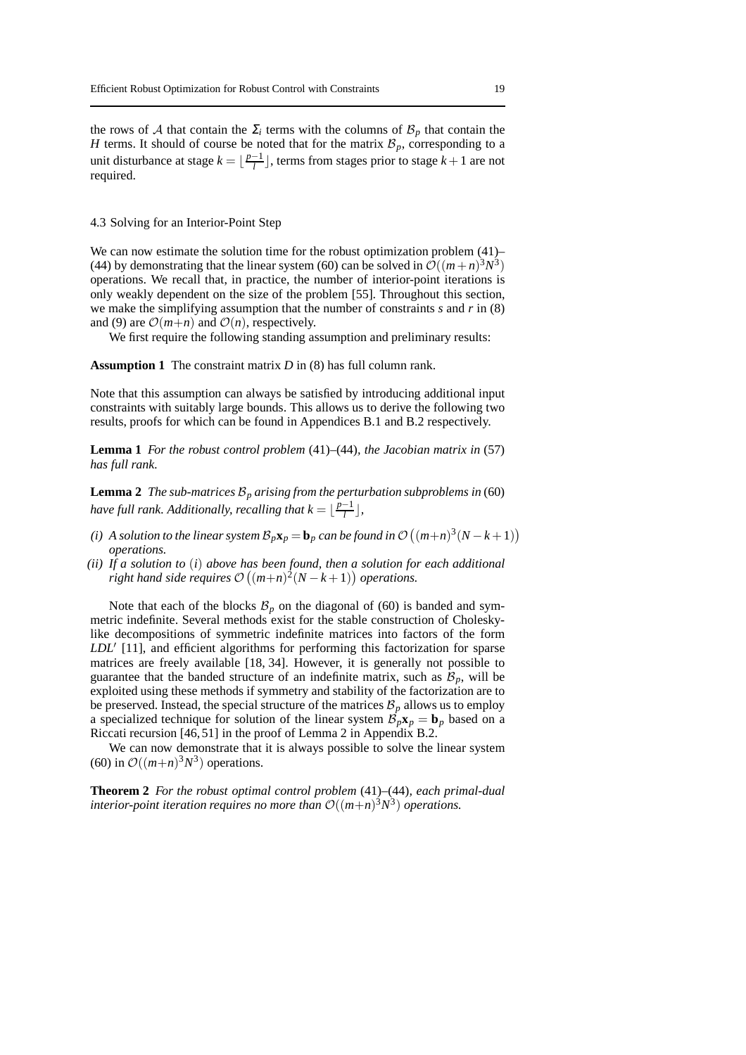the rows of $\mathcal{A}$ that contain the $\Sigma_i$ terms with the columns of $\mathcal{B}_p$ that contain the $H$ terms. It should of course be noted that for the matrix $\mathcal{B}_p$, corresponding to a unit disturbance at stage $k = \lfloor \frac{p-1}{l} \rfloor$, terms from stages prior to stage $k+1$ are not required.

### 4.3 Solving for an Interior-Point Step

We can now estimate the solution time for the robust optimization problem (41)–(44) by demonstrating that the linear system (60) can be solved in $\mathcal{O}((m+n)^3 N^3)$ operations. We recall that, in practice, the number of interior-point iterations is only weakly dependent on the size of the problem [55]. Throughout this section, we make the simplifying assumption that the number of constraints $s$ and $r$ in (8) and (9) are $\mathcal{O}(m+n)$ and $\mathcal{O}(n)$, respectively.

We first require the following standing assumption and preliminary results:

**Assumption 1** The constraint matrix $D$ in (8) has full column rank.

Note that this assumption can always be satisfied by introducing additional input constraints with suitably large bounds. This allows us to derive the following two results, proofs for which can be found in Appendices B.1 and B.2 respectively.

**Lemma 1** *For the robust control problem* (41)–(44)*, the Jacobian matrix in* (57) *has full rank.*

**Lemma 2** *The sub-matrices $\mathcal{B}_p$ arising from the perturbation subproblems in* (60) *have full rank. Additionally, recalling that $k = \lfloor \frac{p-1}{l} \rfloor$,*

*(i) A solution to the linear system $\mathcal{B}_p \mathbf{x}_p = \mathbf{b}_p$ can be found in $\mathcal{O}\left((m+n)^3 (N-k+1)\right)$ operations.*
*(ii) If a solution to $(i)$ above has been found, then a solution for each additional right hand side requires $\mathcal{O}\left((m+n)^2 (N-k+1)\right)$ operations.*

Note that each of the blocks $\mathcal{B}_p$ on the diagonal of (60) is banded and symmetric indefinite. Several methods exist for the stable construction of Cholesky-like decompositions of symmetric indefinite matrices into factors of the form $LDL'$ [11], and efficient algorithms for performing this factorization for sparse matrices are freely available [18, 34]. However, it is generally not possible to guarantee that the banded structure of an indefinite matrix, such as $\mathcal{B}_p$, will be exploited using these methods if symmetry and stability of the factorization are to be preserved. Instead, the special structure of the matrices $\mathcal{B}_p$ allows us to employ a specialized technique for solution of the linear system $\mathcal{B}_p \mathbf{x}_p = \mathbf{b}_p$ based on a Riccati recursion [46, 51] in the proof of Lemma 2 in Appendix B.2.

We can now demonstrate that it is always possible to solve the linear system (60) in $\mathcal{O}((m+n)^3 N^3)$ operations.

**Theorem 2** *For the robust optimal control problem* (41)–(44)*, each primal-dual interior-point iteration requires no more than $\mathcal{O}((m+n)^3 N^3)$ operations.*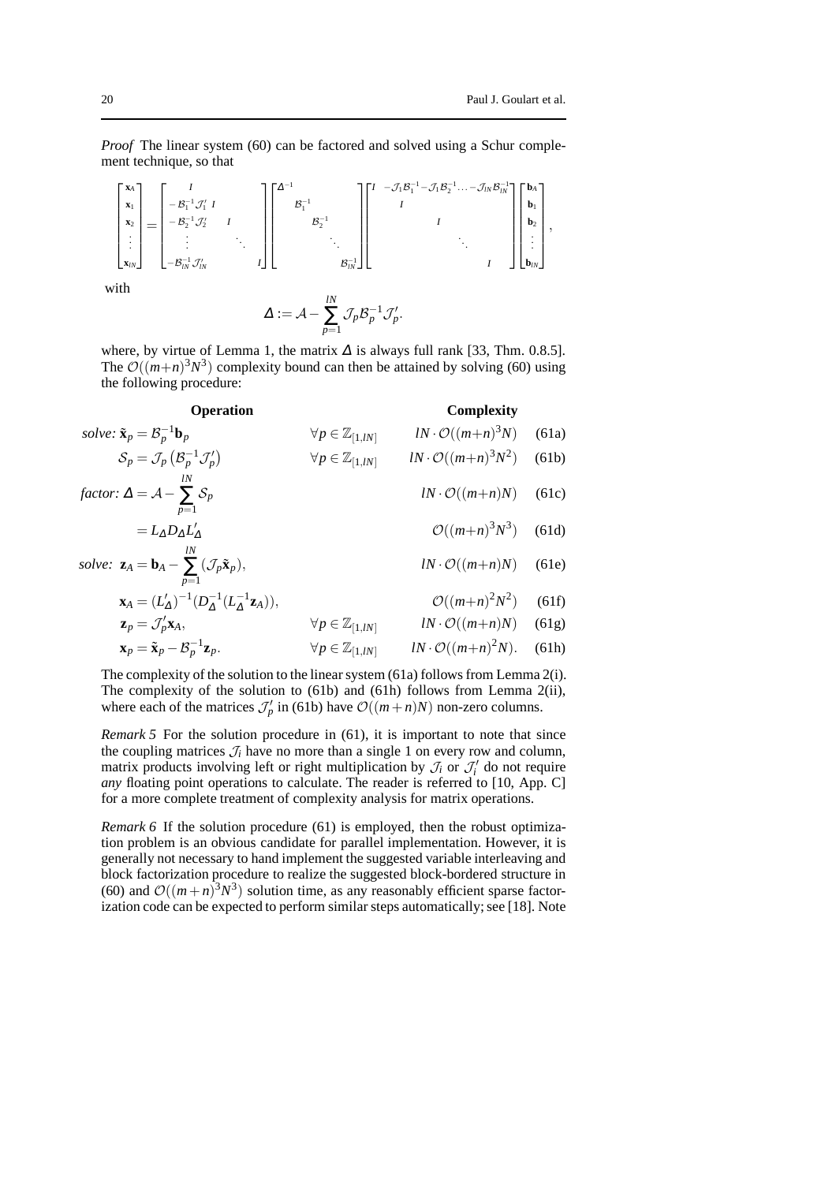*Proof* The linear system (60) can be factored and solved using a Schur complement technique, so that

$$
\begin{bmatrix} \mathbf{x}_A \\ \mathbf{x}_1 \\ \mathbf{x}_2 \\ \vdots \\ \mathbf{x}_{lN} \end{bmatrix} = \begin{bmatrix} I & & & & \\ -\mathcal{B}_1^{-1}\mathcal{J}_1' & I & & & \\ -\mathcal{B}_2^{-1}\mathcal{J}_2' & & I & & \\ \vdots & & & \ddots & \\ -\mathcal{B}_{lN}^{-1}\mathcal{J}_{lN}' & & & & I \end{bmatrix} \begin{bmatrix} \Delta^{-1} & & & & \\ & \mathcal{B}_1^{-1} & & & \\ & & \mathcal{B}_2^{-1} & & \\ & & & \ddots & \\ & & & & \mathcal{B}_{lN}^{-1} \end{bmatrix} \begin{bmatrix} I & -\mathcal{J}_1\mathcal{B}_1^{-1} & -\mathcal{J}_1\mathcal{B}_2^{-1} & \ldots & -\mathcal{J}_{lN}\mathcal{B}_{lN}^{-1} \\ & I & & & \\ & & I & & \\ & & & \ddots & \\ & & & & I \end{bmatrix} \begin{bmatrix} \mathbf{b}_A \\ \mathbf{b}_1 \\ \mathbf{b}_2 \\ \vdots \\ \mathbf{b}_{lN} \end{bmatrix},
$$

with

$$
\Delta := \mathcal{A} - \sum_{p=1}^{lN} \mathcal{J}_p \mathcal{B}_p^{-1} \mathcal{J}_p'.
$$

where, by virtue of Lemma 1, the matrix $\Delta$ is always full rank [33, Thm. 0.8.5]. The $\mathcal{O}((m+n)^3N^3)$ complexity bound can then be attained by solving (60) using the following procedure:

| **Operation** | | **Complexity** | |
|---|---|---|---|
| *solve:* $\tilde{\mathbf{x}}_p = \mathcal{B}_p^{-1}\mathbf{b}_p$ | $\forall p \in \mathbb{Z}_{[1,lN]}$ | $lN \cdot \mathcal{O}((m+n)^3N)$ | (61a) |
| $\mathcal{S}_p = \mathcal{J}_p\left(\mathcal{B}_p^{-1}\mathcal{J}_p'\right)$ | $\forall p \in \mathbb{Z}_{[1,lN]}$ | $lN \cdot \mathcal{O}((m+n)^3N^2)$ | (61b) |
| *factor:* $\Delta = \mathcal{A} - \sum_{p=1}^{lN} \mathcal{S}_p$ | | $lN \cdot \mathcal{O}((m+n)N)$ | (61c) |
| $= L_\Delta D_\Delta L_\Delta'$ | | $\mathcal{O}((m+n)^3N^3)$ | (61d) |
| *solve:* $\mathbf{z}_A = \mathbf{b}_A - \sum_{p=1}^{lN} (\mathcal{J}_p\tilde{\mathbf{x}}_p)$, | | $lN \cdot \mathcal{O}((m+n)N)$ | (61e) |
| $\mathbf{x}_A = (L_\Delta')^{-1}(D_\Delta^{-1}(L_\Delta^{-1}\mathbf{z}_A))$, | | $\mathcal{O}((m+n)^2N^2)$ | (61f) |
| $\mathbf{z}_p = \mathcal{J}_p'\mathbf{x}_A$, | $\forall p \in \mathbb{Z}_{[1,lN]}$ | $lN \cdot \mathcal{O}((m+n)N)$ | (61g) |
| $\mathbf{x}_p = \tilde{\mathbf{x}}_p - \mathcal{B}_p^{-1}\mathbf{z}_p$. | $\forall p \in \mathbb{Z}_{[1,lN]}$ | $lN \cdot \mathcal{O}((m+n)^2N)$. | (61h) |

The complexity of the solution to the linear system (61a) follows from Lemma 2(i). The complexity of the solution to (61b) and (61h) follows from Lemma 2(ii), where each of the matrices $\mathcal{J}_p'$ in (61b) have $\mathcal{O}((m+n)N)$ non-zero columns.

*Remark 5* For the solution procedure in (61), it is important to note that since the coupling matrices $\mathcal{J}_i$ have no more than a single 1 on every row and column, matrix products involving left or right multiplication by $\mathcal{J}_i$ or $\mathcal{J}_i'$ do not require *any* floating point operations to calculate. The reader is referred to [10, App. C] for a more complete treatment of complexity analysis for matrix operations.

*Remark 6* If the solution procedure (61) is employed, then the robust optimization problem is an obvious candidate for parallel implementation. However, it is generally not necessary to hand implement the suggested variable interleaving and block factorization procedure to realize the suggested block-bordered structure in (60) and $\mathcal{O}((m+n)^3N^3)$ solution time, as any reasonably efficient sparse factorization code can be expected to perform similar steps automatically; see [18]. Note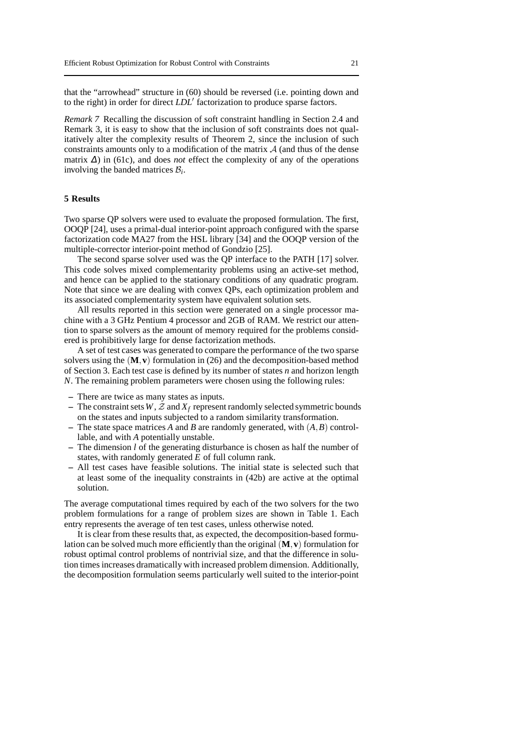that the "arrowhead" structure in (60) should be reversed (i.e. pointing down and to the right) in order for direct $LDL'$ factorization to produce sparse factors.

*Remark 7* Recalling the discussion of soft constraint handling in Section 2.4 and Remark 3, it is easy to show that the inclusion of soft constraints does not qualitatively alter the complexity results of Theorem 2, since the inclusion of such constraints amounts only to a modification of the matrix $\mathcal{A}$ (and thus of the dense matrix $\Delta$) in (61c), and does *not* effect the complexity of any of the operations involving the banded matrices $\mathcal{B}_i$.

## 5 Results

Two sparse QP solvers were used to evaluate the proposed formulation. The first, OOQP [24], uses a primal-dual interior-point approach configured with the sparse factorization code MA27 from the HSL library [34] and the OOQP version of the multiple-corrector interior-point method of Gondzio [25].

The second sparse solver used was the QP interface to the PATH [17] solver. This code solves mixed complementarity problems using an active-set method, and hence can be applied to the stationary conditions of any quadratic program. Note that since we are dealing with convex QPs, each optimization problem and its associated complementarity system have equivalent solution sets.

All results reported in this section were generated on a single processor machine with a 3 GHz Pentium 4 processor and 2GB of RAM. We restrict our attention to sparse solvers as the amount of memory required for the problems considered is prohibitively large for dense factorization methods.

A set of test cases was generated to compare the performance of the two sparse solvers using the $(\mathbf{M},\mathbf{v})$ formulation in (26) and the decomposition-based method of Section 3. Each test case is defined by its number of states $n$ and horizon length $N$. The remaining problem parameters were chosen using the following rules:

- There are twice as many states as inputs.
- The constraint sets $W$, $\mathcal{Z}$ and $X_f$ represent randomly selected symmetric bounds on the states and inputs subjected to a random similarity transformation.
- The state space matrices $A$ and $B$ are randomly generated, with $(A,B)$ controllable, and with $A$ potentially unstable.
- The dimension $l$ of the generating disturbance is chosen as half the number of states, with randomly generated $E$ of full column rank.
- All test cases have feasible solutions. The initial state is selected such that at least some of the inequality constraints in (42b) are active at the optimal solution.

The average computational times required by each of the two solvers for the two problem formulations for a range of problem sizes are shown in Table 1. Each entry represents the average of ten test cases, unless otherwise noted.

It is clear from these results that, as expected, the decomposition-based formulation can be solved much more efficiently than the original $(\mathbf{M},\mathbf{v})$ formulation for robust optimal control problems of nontrivial size, and that the difference in solution times increases dramatically with increased problem dimension. Additionally, the decomposition formulation seems particularly well suited to the interior-point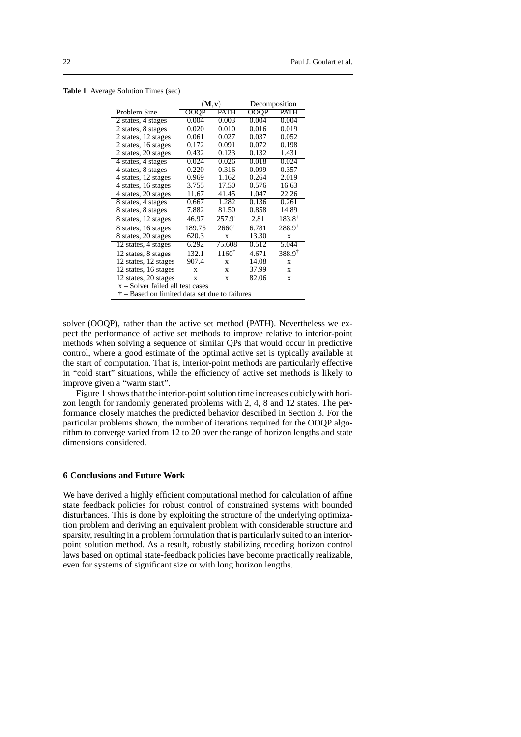**Table 1** Average Solution Times (sec)

| | $(\mathbf{M}, \mathbf{v})$ | | Decomposition | |
|---|---|---|---|---|
| Problem Size | OOQP | PATH | OOQP | PATH |
| 2 states, 4 stages | 0.004 | 0.003 | 0.004 | 0.004 |
| 2 states, 8 stages | 0.020 | 0.010 | 0.016 | 0.019 |
| 2 states, 12 stages | 0.061 | 0.027 | 0.037 | 0.052 |
| 2 states, 16 stages | 0.172 | 0.091 | 0.072 | 0.198 |
| 2 states, 20 stages | 0.432 | 0.123 | 0.132 | 1.431 |
| 4 states, 4 stages | 0.024 | 0.026 | 0.018 | 0.024 |
| 4 states, 8 stages | 0.220 | 0.316 | 0.099 | 0.357 |
| 4 states, 12 stages | 0.969 | 1.162 | 0.264 | 2.019 |
| 4 states, 16 stages | 3.755 | 17.50 | 0.576 | 16.63 |
| 4 states, 20 stages | 11.67 | 41.45 | 1.047 | 22.26 |
| 8 states, 4 stages | 0.667 | 1.282 | 0.136 | 0.261 |
| 8 states, 8 stages | 7.882 | 81.50 | 0.858 | 14.89 |
| 8 states, 12 stages | 46.97 | $257.9^{\dagger}$ | 2.81 | $183.8^{\dagger}$ |
| 8 states, 16 stages | 189.75 | $2660^{\dagger}$ | 6.781 | $288.9^{\dagger}$ |
| 8 states, 20 stages | 620.3 | x | 13.30 | x |
| 12 states, 4 stages | 6.292 | 75.608 | 0.512 | 5.044 |
| 12 states, 8 stages | 132.1 | $1160^{\dagger}$ | 4.671 | $388.9^{\dagger}$ |
| 12 states, 12 stages | 907.4 | x | 14.08 | x |
| 12 states, 16 stages | x | x | 37.99 | x |
| 12 states, 20 stages | x | x | 82.06 | x |

x – Solver failed all test cases
† – Based on limited data set due to failures

solver (OOQP), rather than the active set method (PATH). Nevertheless we expect the performance of active set methods to improve relative to interior-point methods when solving a sequence of similar QPs that would occur in predictive control, where a good estimate of the optimal active set is typically available at the start of computation. That is, interior-point methods are particularly effective in "cold start" situations, while the efficiency of active set methods is likely to improve given a "warm start".

Figure 1 shows that the interior-point solution time increases cubicly with horizon length for randomly generated problems with 2, 4, 8 and 12 states. The performance closely matches the predicted behavior described in Section 3. For the particular problems shown, the number of iterations required for the OOQP algorithm to converge varied from 12 to 20 over the range of horizon lengths and state dimensions considered.

## 6 Conclusions and Future Work

We have derived a highly efficient computational method for calculation of affine state feedback policies for robust control of constrained systems with bounded disturbances. This is done by exploiting the structure of the underlying optimization problem and deriving an equivalent problem with considerable structure and sparsity, resulting in a problem formulation that is particularly suited to an interior-point solution method. As a result, robustly stabilizing receding horizon control laws based on optimal state-feedback policies have become practically realizable, even for systems of significant size or with long horizon lengths.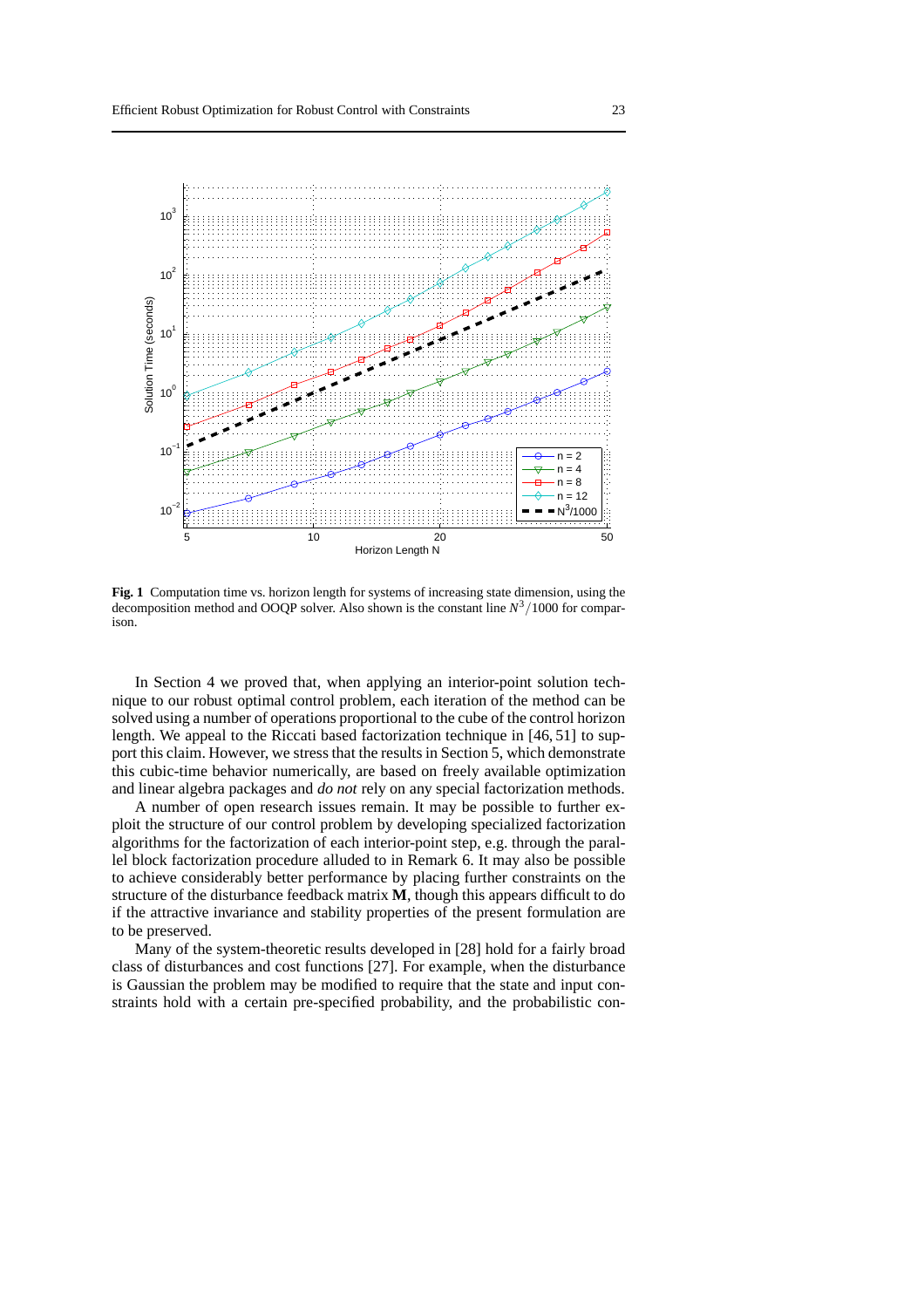**Fig. 1** Computation time vs. horizon length for systems of increasing state dimension, using the decomposition method and OOQP solver. Also shown is the constant line $N^3/1000$ for comparison.

In Section 4 we proved that, when applying an interior-point solution technique to our robust optimal control problem, each iteration of the method can be solved using a number of operations proportional to the cube of the control horizon length. We appeal to the Riccati based factorization technique in [46, 51] to support this claim. However, we stress that the results in Section 5, which demonstrate this cubic-time behavior numerically, are based on freely available optimization and linear algebra packages and *do not* rely on any special factorization methods.

A number of open research issues remain. It may be possible to further exploit the structure of our control problem by developing specialized factorization algorithms for the factorization of each interior-point step, e.g. through the parallel block factorization procedure alluded to in Remark 6. It may also be possible to achieve considerably better performance by placing further constraints on the structure of the disturbance feedback matrix **M**, though this appears difficult to do if the attractive invariance and stability properties of the present formulation are to be preserved.

Many of the system-theoretic results developed in [28] hold for a fairly broad class of disturbances and cost functions [27]. For example, when the disturbance is Gaussian the problem may be modified to require that the state and input constraints hold with a certain pre-specified probability, and the probabilistic con-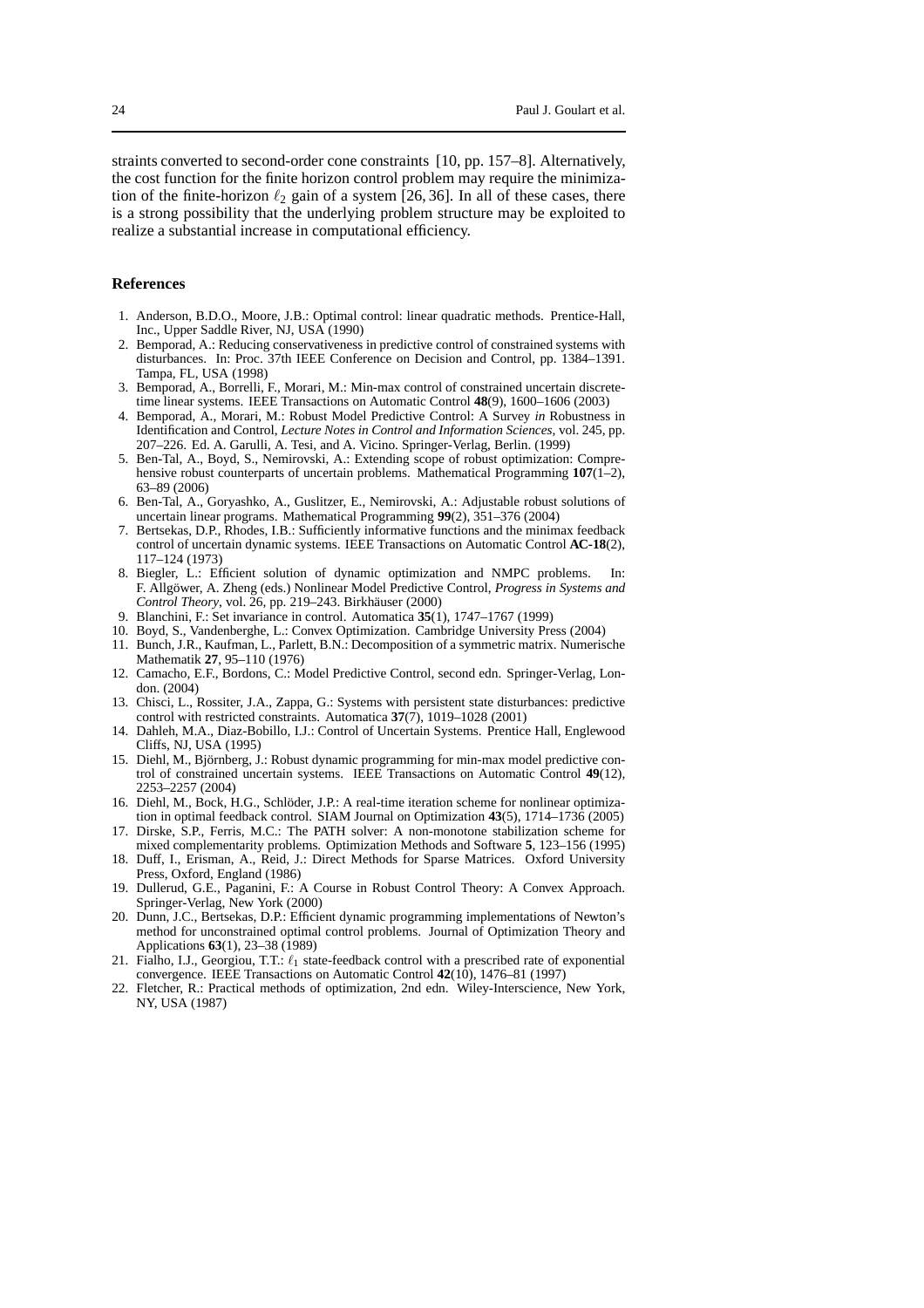straints converted to second-order cone constraints [10, pp. 157–8]. Alternatively, the cost function for the finite horizon control problem may require the minimization of the finite-horizon $\ell_2$ gain of a system [26, 36]. In all of these cases, there is a strong possibility that the underlying problem structure may be exploited to realize a substantial increase in computational efficiency.

## References

1. Anderson, B.D.O., Moore, J.B.: Optimal control: linear quadratic methods. Prentice-Hall, Inc., Upper Saddle River, NJ, USA (1990)
2. Bemporad, A.: Reducing conservativeness in predictive control of constrained systems with disturbances. In: Proc. 37th IEEE Conference on Decision and Control, pp. 1384–1391. Tampa, FL, USA (1998)
3. Bemporad, A., Borrelli, F., Morari, M.: Min-max control of constrained uncertain discrete-time linear systems. IEEE Transactions on Automatic Control **48**(9), 1600–1606 (2003)
4. Bemporad, A., Morari, M.: Robust Model Predictive Control: A Survey *in* Robustness in Identification and Control, *Lecture Notes in Control and Information Sciences*, vol. 245, pp. 207–226. Ed. A. Garulli, A. Tesi, and A. Vicino. Springer-Verlag, Berlin. (1999)
5. Ben-Tal, A., Boyd, S., Nemirovski, A.: Extending scope of robust optimization: Comprehensive robust counterparts of uncertain problems. Mathematical Programming **107**(1–2), 63–89 (2006)
6. Ben-Tal, A., Goryashko, A., Guslitzer, E., Nemirovski, A.: Adjustable robust solutions of uncertain linear programs. Mathematical Programming **99**(2), 351–376 (2004)
7. Bertsekas, D.P., Rhodes, I.B.: Sufficiently informative functions and the minimax feedback control of uncertain dynamic systems. IEEE Transactions on Automatic Control **AC-18**(2), 117–124 (1973)
8. Biegler, L.: Efficient solution of dynamic optimization and NMPC problems. In: F. Allgöwer, A. Zheng (eds.) Nonlinear Model Predictive Control, *Progress in Systems and Control Theory*, vol. 26, pp. 219–243. Birkhäuser (2000)
9. Blanchini, F.: Set invariance in control. Automatica **35**(1), 1747–1767 (1999)
10. Boyd, S., Vandenberghe, L.: Convex Optimization. Cambridge University Press (2004)
11. Bunch, J.R., Kaufman, L., Parlett, B.N.: Decomposition of a symmetric matrix. Numerische Mathematik **27**, 95–110 (1976)
12. Camacho, E.F., Bordons, C.: Model Predictive Control, second edn. Springer-Verlag, London. (2004)
13. Chisci, L., Rossiter, J.A., Zappa, G.: Systems with persistent state disturbances: predictive control with restricted constraints. Automatica **37**(7), 1019–1028 (2001)
14. Dahleh, M.A., Diaz-Bobillo, I.J.: Control of Uncertain Systems. Prentice Hall, Englewood Cliffs, NJ, USA (1995)
15. Diehl, M., Björnberg, J.: Robust dynamic programming for min-max model predictive control of constrained uncertain systems. IEEE Transactions on Automatic Control **49**(12), 2253–2257 (2004)
16. Diehl, M., Bock, H.G., Schlöder, J.P.: A real-time iteration scheme for nonlinear optimization in optimal feedback control. SIAM Journal on Optimization **43**(5), 1714–1736 (2005)
17. Dirske, S.P., Ferris, M.C.: The PATH solver: A non-monotone stabilization scheme for mixed complementarity problems. Optimization Methods and Software **5**, 123–156 (1995)
18. Duff, I., Erisman, A., Reid, J.: Direct Methods for Sparse Matrices. Oxford University Press, Oxford, England (1986)
19. Dullerud, G.E., Paganini, F.: A Course in Robust Control Theory: A Convex Approach. Springer-Verlag, New York (2000)
20. Dunn, J.C., Bertsekas, D.P.: Efficient dynamic programming implementations of Newton's method for unconstrained optimal control problems. Journal of Optimization Theory and Applications **63**(1), 23–38 (1989)
21. Fialho, I.J., Georgiou, T.T.: $\ell_1$ state-feedback control with a prescribed rate of exponential convergence. IEEE Transactions on Automatic Control **42**(10), 1476–81 (1997)
22. Fletcher, R.: Practical methods of optimization, 2nd edn. Wiley-Interscience, New York, NY, USA (1987)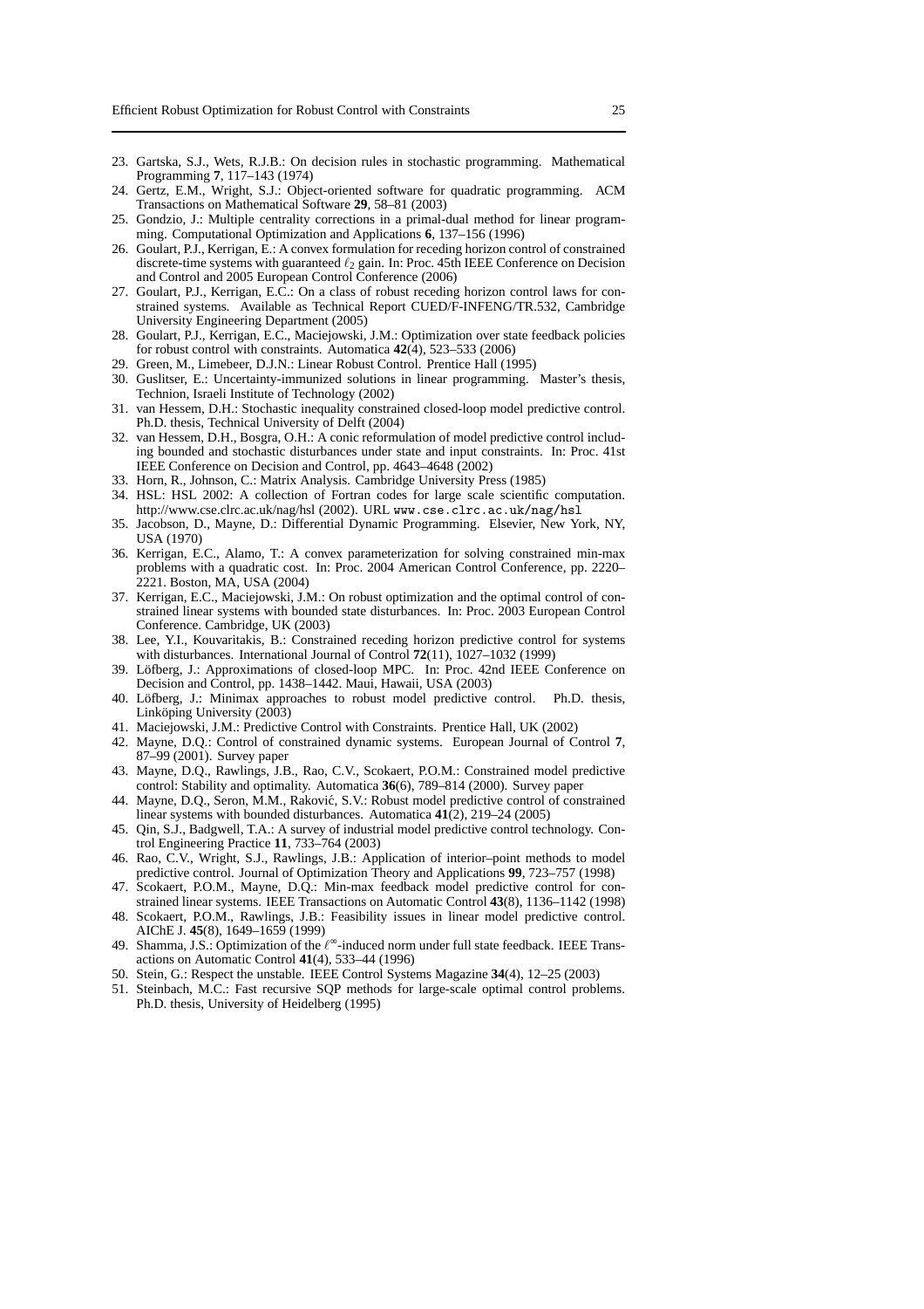23. Gartska, S.J., Wets, R.J.B.: On decision rules in stochastic programming. Mathematical Programming **7**, 117–143 (1974)
24. Gertz, E.M., Wright, S.J.: Object-oriented software for quadratic programming. ACM Transactions on Mathematical Software **29**, 58–81 (2003)
25. Gondzio, J.: Multiple centrality corrections in a primal-dual method for linear programming. Computational Optimization and Applications **6**, 137–156 (1996)
26. Goulart, P.J., Kerrigan, E.: A convex formulation for receding horizon control of constrained discrete-time systems with guaranteed $\ell_2$ gain. In: Proc. 45th IEEE Conference on Decision and Control and 2005 European Control Conference (2006)
27. Goulart, P.J., Kerrigan, E.C.: On a class of robust receding horizon control laws for constrained systems. Available as Technical Report CUED/F-INFENG/TR.532, Cambridge University Engineering Department (2005)
28. Goulart, P.J., Kerrigan, E.C., Maciejowski, J.M.: Optimization over state feedback policies for robust control with constraints. Automatica **42**(4), 523–533 (2006)
29. Green, M., Limebeer, D.J.N.: Linear Robust Control. Prentice Hall (1995)
30. Guslitser, E.: Uncertainty-immunized solutions in linear programming. Master's thesis, Technion, Israeli Institute of Technology (2002)
31. van Hessem, D.H.: Stochastic inequality constrained closed-loop model predictive control. Ph.D. thesis, Technical University of Delft (2004)
32. van Hessem, D.H., Bosgra, O.H.: A conic reformulation of model predictive control including bounded and stochastic disturbances under state and input constraints. In: Proc. 41st IEEE Conference on Decision and Control, pp. 4643–4648 (2002)
33. Horn, R., Johnson, C.: Matrix Analysis. Cambridge University Press (1985)
34. HSL: HSL 2002: A collection of Fortran codes for large scale scientific computation. http://www.cse.clrc.ac.uk/nag/hsl (2002). URL `www.cse.clrc.ac.uk/nag/hsl`
35. Jacobson, D., Mayne, D.: Differential Dynamic Programming. Elsevier, New York, NY, USA (1970)
36. Kerrigan, E.C., Alamo, T.: A convex parameterization for solving constrained min-max problems with a quadratic cost. In: Proc. 2004 American Control Conference, pp. 2220–2221. Boston, MA, USA (2004)
37. Kerrigan, E.C., Maciejowski, J.M.: On robust optimization and the optimal control of constrained linear systems with bounded state disturbances. In: Proc. 2003 European Control Conference. Cambridge, UK (2003)
38. Lee, Y.I., Kouvaritakis, B.: Constrained receding horizon predictive control for systems with disturbances. International Journal of Control **72**(11), 1027–1032 (1999)
39. Löfberg, J.: Approximations of closed-loop MPC. In: Proc. 42nd IEEE Conference on Decision and Control, pp. 1438–1442. Maui, Hawaii, USA (2003)
40. Löfberg, J.: Minimax approaches to robust model predictive control. Ph.D. thesis, Linköping University (2003)
41. Maciejowski, J.M.: Predictive Control with Constraints. Prentice Hall, UK (2002)
42. Mayne, D.Q.: Control of constrained dynamic systems. European Journal of Control **7**, 87–99 (2001). Survey paper
43. Mayne, D.Q., Rawlings, J.B., Rao, C.V., Scokaert, P.O.M.: Constrained model predictive control: Stability and optimality. Automatica **36**(6), 789–814 (2000). Survey paper
44. Mayne, D.Q., Seron, M.M., Raković, S.V.: Robust model predictive control of constrained linear systems with bounded disturbances. Automatica **41**(2), 219–24 (2005)
45. Qin, S.J., Badgwell, T.A.: A survey of industrial model predictive control technology. Control Engineering Practice **11**, 733–764 (2003)
46. Rao, C.V., Wright, S.J., Rawlings, J.B.: Application of interior–point methods to model predictive control. Journal of Optimization Theory and Applications **99**, 723–757 (1998)
47. Scokaert, P.O.M., Mayne, D.Q.: Min-max feedback model predictive control for constrained linear systems. IEEE Transactions on Automatic Control **43**(8), 1136–1142 (1998)
48. Scokaert, P.O.M., Rawlings, J.B.: Feasibility issues in linear model predictive control. AIChE J. **45**(8), 1649–1659 (1999)
49. Shamma, J.S.: Optimization of the $\ell^\infty$-induced norm under full state feedback. IEEE Transactions on Automatic Control **41**(4), 533–44 (1996)
50. Stein, G.: Respect the unstable. IEEE Control Systems Magazine **34**(4), 12–25 (2003)
51. Steinbach, M.C.: Fast recursive SQP methods for large-scale optimal control problems. Ph.D. thesis, University of Heidelberg (1995)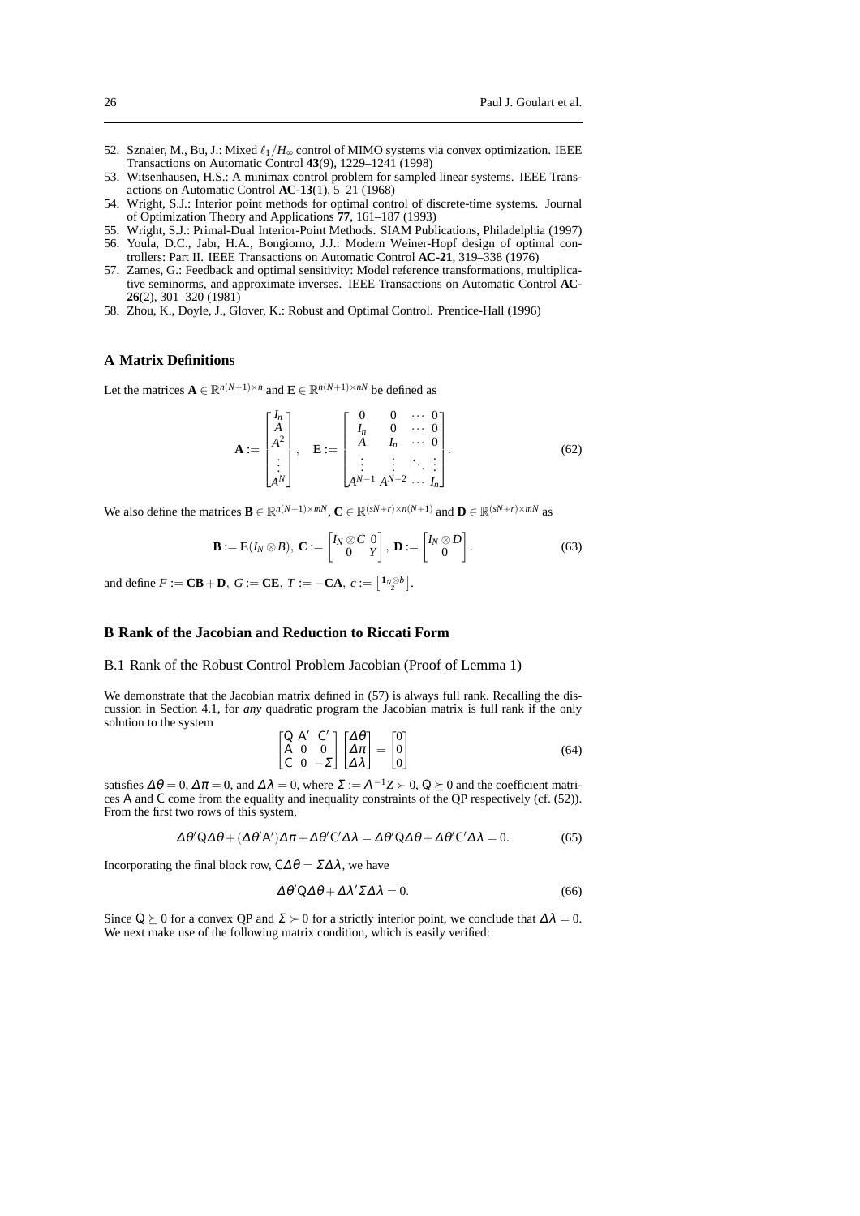52. Sznaier, M., Bu, J.: Mixed $\ell_1/H_\infty$ control of MIMO systems via convex optimization. IEEE Transactions on Automatic Control **43**(9), 1229–1241 (1998)
53. Witsenhausen, H.S.: A minimax control problem for sampled linear systems. IEEE Transactions on Automatic Control **AC-13**(1), 5–21 (1968)
54. Wright, S.J.: Interior point methods for optimal control of discrete-time systems. Journal of Optimization Theory and Applications **77**, 161–187 (1993)
55. Wright, S.J.: Primal-Dual Interior-Point Methods. SIAM Publications, Philadelphia (1997)
56. Youla, D.C., Jabr, H.A., Bongiorno, J.J.: Modern Weiner-Hopf design of optimal controllers: Part II. IEEE Transactions on Automatic Control **AC-21**, 319–338 (1976)
57. Zames, G.: Feedback and optimal sensitivity: Model reference transformations, multiplicative seminorms, and approximate inverses. IEEE Transactions on Automatic Control **AC-26**(2), 301–320 (1981)
58. Zhou, K., Doyle, J., Glover, K.: Robust and Optimal Control. Prentice-Hall (1996)

## A Matrix Definitions

Let the matrices $\mathbf{A} \in \mathbb{R}^{n(N+1)\times n}$ and $\mathbf{E} \in \mathbb{R}^{n(N+1)\times nN}$ be defined as

$$\mathbf{A} := \begin{bmatrix} I_n \\ A \\ A^2 \\ \vdots \\ A^N \end{bmatrix}, \quad \mathbf{E} := \begin{bmatrix} 0 & 0 & \cdots & 0 \\ I_n & 0 & \cdots & 0 \\ A & I_n & \cdots & 0 \\ \vdots & \vdots & \ddots & \vdots \\ A^{N-1} & A^{N-2} & \cdots & I_n \end{bmatrix}. \tag{62}$$

We also define the matrices $\mathbf{B} \in \mathbb{R}^{n(N+1)\times mN}$, $\mathbf{C} \in \mathbb{R}^{(sN+r)\times n(N+1)}$ and $\mathbf{D} \in \mathbb{R}^{(sN+r)\times mN}$ as

$$\mathbf{B} := \mathbf{E}(I_N \otimes B),\ \mathbf{C} := \begin{bmatrix} I_N \otimes C & 0 \\ 0 & Y \end{bmatrix},\ \mathbf{D} := \begin{bmatrix} I_N \otimes D \\ 0 \end{bmatrix}. \tag{63}$$

and define $F := \mathbf{CB} + \mathbf{D}$, $G := \mathbf{CE}$, $T := -\mathbf{CA}$, $c := \begin{bmatrix} \mathbf{1}_N \otimes b \\ z \end{bmatrix}$.

## B Rank of the Jacobian and Reduction to Riccati Form

### B.1 Rank of the Robust Control Problem Jacobian (Proof of Lemma 1)

We demonstrate that the Jacobian matrix defined in (57) is always full rank. Recalling the discussion in Section 4.1, for *any* quadratic program the Jacobian matrix is full rank if the only solution to the system

$$\begin{bmatrix} \mathsf{Q} & \mathsf{A}' & \mathsf{C}' \\ \mathsf{A} & 0 & 0 \\ \mathsf{C} & 0 & -\Sigma \end{bmatrix} \begin{bmatrix} \Delta\theta \\ \Delta\pi \\ \Delta\lambda \end{bmatrix} = \begin{bmatrix} 0 \\ 0 \\ 0 \end{bmatrix} \tag{64}$$

satisfies $\Delta\theta = 0$, $\Delta\pi = 0$, and $\Delta\lambda = 0$, where $\Sigma := \Lambda^{-1}Z \succ 0$, $\mathsf{Q} \succeq 0$ and the coefficient matrices $\mathsf{A}$ and $\mathsf{C}$ come from the equality and inequality constraints of the QP respectively (cf. (52)). From the first two rows of this system,

$$\Delta\theta'\mathsf{Q}\Delta\theta + (\Delta\theta'\mathsf{A}')\Delta\pi + \Delta\theta'\mathsf{C}'\Delta\lambda = \Delta\theta'\mathsf{Q}\Delta\theta + \Delta\theta'\mathsf{C}'\Delta\lambda = 0. \tag{65}$$

Incorporating the final block row, $\mathsf{C}\Delta\theta = \Sigma\Delta\lambda$, we have

$$\Delta\theta'\mathsf{Q}\Delta\theta + \Delta\lambda'\Sigma\Delta\lambda = 0. \tag{66}$$

Since $\mathsf{Q} \succeq 0$ for a convex QP and $\Sigma \succ 0$ for a strictly interior point, we conclude that $\Delta\lambda = 0$. We next make use of the following matrix condition, which is easily verified: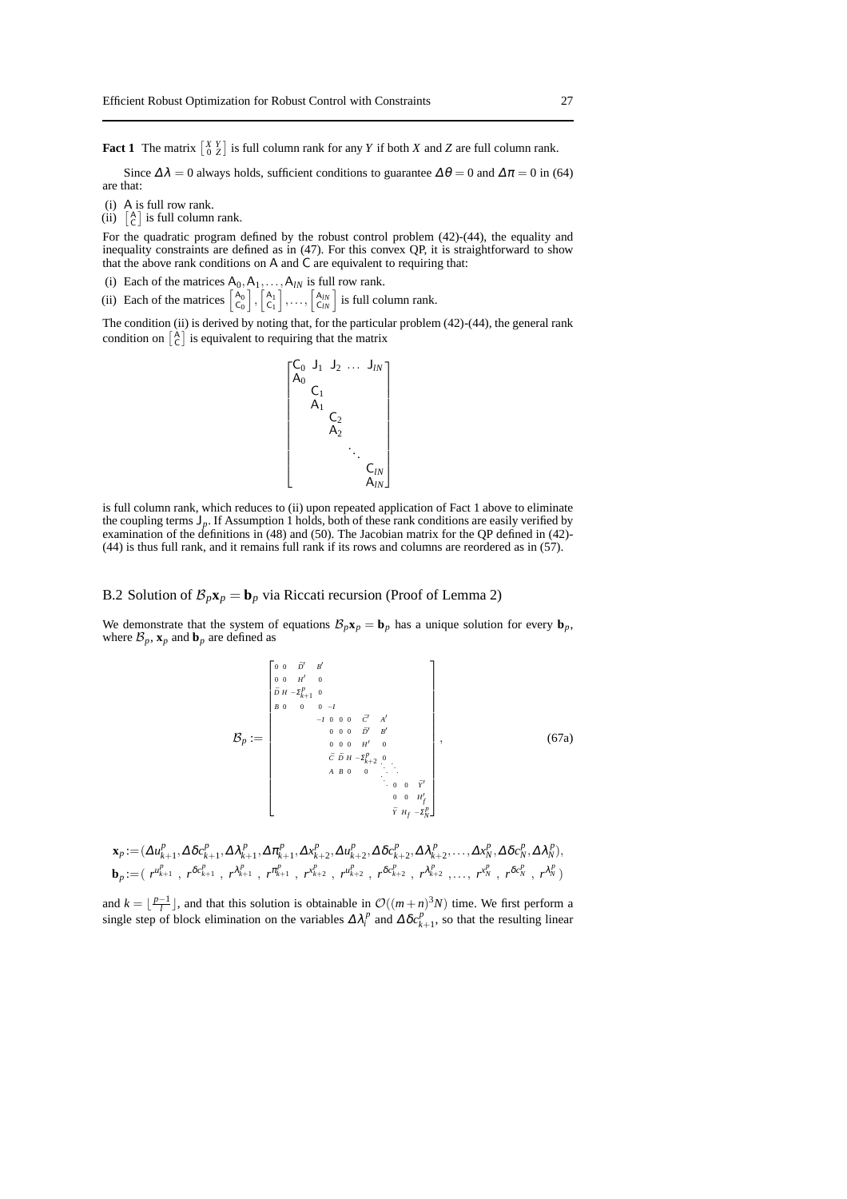**Fact 1** The matrix $\left[\begin{smallmatrix} X & Y \\ 0 & Z \end{smallmatrix}\right]$ is full column rank for any $Y$ if both $X$ and $Z$ are full column rank.

Since $\Delta\lambda = 0$ always holds, sufficient conditions to guarantee $\Delta\theta = 0$ and $\Delta\pi = 0$ in (64) are that:

(i) $\mathsf{A}$ is full row rank.
(ii) $\left[\begin{smallmatrix} \mathsf{A} \\ \mathsf{C} \end{smallmatrix}\right]$ is full column rank.

For the quadratic program defined by the robust control problem (42)-(44), the equality and inequality constraints are defined as in (47). For this convex QP, it is straightforward to show that the above rank conditions on $\mathsf{A}$ and $\mathsf{C}$ are equivalent to requiring that:

(i) Each of the matrices $\mathsf{A}_0, \mathsf{A}_1, \ldots, \mathsf{A}_{lN}$ is full row rank.
(ii) Each of the matrices $\left[\begin{smallmatrix} \mathsf{A}_0 \\ \mathsf{C}_0 \end{smallmatrix}\right], \left[\begin{smallmatrix} \mathsf{A}_1 \\ \mathsf{C}_1 \end{smallmatrix}\right], \ldots, \left[\begin{smallmatrix} \mathsf{A}_{lN} \\ \mathsf{C}_{lN} \end{smallmatrix}\right]$ is full column rank.

The condition (ii) is derived by noting that, for the particular problem (42)-(44), the general rank condition on $\left[\begin{smallmatrix} \mathsf{A} \\ \mathsf{C} \end{smallmatrix}\right]$ is equivalent to requiring that the matrix

$$
\begin{bmatrix}
\mathsf{C}_0 & \mathsf{J}_1 & \mathsf{J}_2 & \ldots & \mathsf{J}_{lN} \\
\mathsf{A}_0 & & & & \\
 & \mathsf{C}_1 & & & \\
 & \mathsf{A}_1 & & & \\
 & & \mathsf{C}_2 & & \\
 & & \mathsf{A}_2 & & \\
 & & & \ddots & \\
 & & & & \mathsf{C}_{lN} \\
 & & & & \mathsf{A}_{lN}
\end{bmatrix}
$$

is full column rank, which reduces to (ii) upon repeated application of Fact 1 above to eliminate the coupling terms $\mathsf{J}_p$. If Assumption 1 holds, both of these rank conditions are easily verified by examination of the definitions in (48) and (50). The Jacobian matrix for the QP defined in (42)-(44) is thus full rank, and it remains full rank if its rows and columns are reordered as in (57).

## B.2 Solution of $\mathcal{B}_p \mathbf{x}_p = \mathbf{b}_p$ via Riccati recursion (Proof of Lemma 2)

We demonstrate that the system of equations $\mathcal{B}_p \mathbf{x}_p = \mathbf{b}_p$ has a unique solution for every $\mathbf{b}_p$, where $\mathcal{B}_p$, $\mathbf{x}_p$ and $\mathbf{b}_p$ are defined as

$$
\mathcal{B}_p := \begin{bmatrix}
0 & 0 & \bar{D}' & B' & & & & & & & & & \\
0 & 0 & H' & 0 & & & & & & & & & \\
\bar{D} & H & -\Sigma^p_{k+1} & 0 & & & & & & & & & \\
B & 0 & 0 & 0 & -I & & & & & & & & \\
 & & & -I & 0 & 0 & 0 & \bar{C}' & A' & & & & \\
 & & & & 0 & 0 & 0 & \bar{D}' & B' & & & & \\
 & & & & 0 & 0 & 0 & H' & 0 & & & & \\
 & & & & \bar{C} & \bar{D} & H & -\Sigma^p_{k+2} & 0 & & & & \\
 & & & & A & B & 0 & 0 & \ddots & \ddots & & & \\
 & & & & & & & & \ddots & 0 & 0 & \bar{Y}' \\
 & & & & & & & & & 0 & 0 & H'_f \\
 & & & & & & & & & \bar{Y} & H_f & -\Sigma^p_N
\end{bmatrix}, \tag{67a}
$$

$$
\mathbf{x}_p := (\Delta u^p_{k+1}, \Delta\delta c^p_{k+1}, \Delta\lambda^p_{k+1}, \Delta\pi^p_{k+1}, \Delta x^p_{k+2}, \Delta u^p_{k+2}, \Delta\delta c^p_{k+2}, \Delta\lambda^p_{k+2}, \ldots, \Delta x^p_N, \Delta\delta c^p_N, \Delta\lambda^p_N),
$$
$$
\mathbf{b}_p := (\, r^{u^p_{k+1}} \,,\, r^{\delta c^p_{k+1}} \,,\, r^{\lambda^p_{k+1}} \,,\, r^{\pi^p_{k+1}} \,,\, r^{x^p_{k+2}} \,,\, r^{u^p_{k+2}} \,,\, r^{\delta c^p_{k+2}} \,,\, r^{\lambda^p_{k+2}} \,, \ldots ,\, r^{x^p_N} \,,\, r^{\delta c^p_N} \,,\, r^{\lambda^p_N} \,)
$$

and $k = \lfloor \frac{p-1}{l} \rfloor$, and that this solution is obtainable in $\mathcal{O}((m+n)^3 N)$ time. We first perform a single step of block elimination on the variables $\Delta\lambda^p_l$ and $\Delta\delta c^p_{k+1}$, so that the resulting linear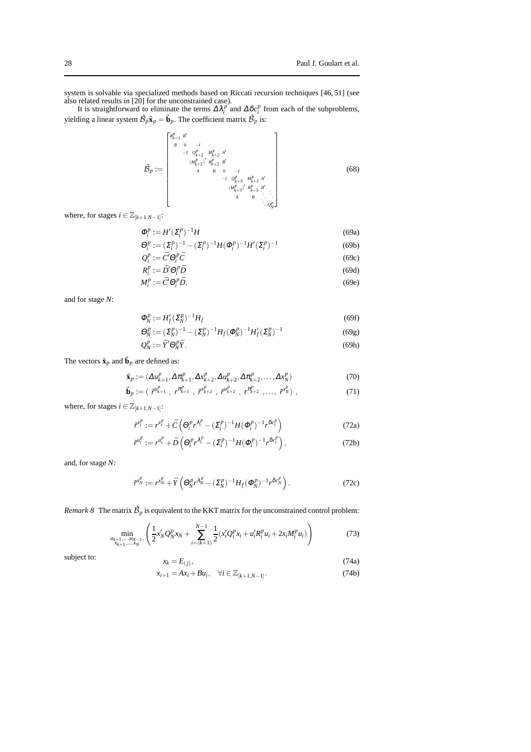system is solvable via specialized methods based on Riccati recursion techniques [46, 51] (see also related results in [20] for the unconstrained case).

It is straightforward to eliminate the terms $\Delta\lambda_i^p$ and $\Delta\delta c_i^p$ from each of the subproblems, yielding a linear system $\tilde{\mathcal{B}}_p \tilde{\mathbf{x}}_p = \tilde{\mathbf{b}}_p$. The coefficient matrix $\tilde{\mathcal{B}}_p$ is:

$$
\tilde{\mathcal{B}}_p := \begin{bmatrix}
R_{k+1}^p & B' & & & & & & & & & \\
B & 0 & -I & & & & & & & & \\
& -I & Q_{k+2}^p & M_{k+2}^p & A' & & & & & & \\
& & (M_{k+2}^p)' & R_{k+2}^p & B' & & & & & & \\
& & A & B & 0 & -I & & & & & \\
& & & & -I & Q_{k+3}^p & M_{k+3}^p & A' & & & \\
& & & & & (M_{k+3}^p)' & R_{k+3}^p & B' & & & \\
& & & & & A & B & \ddots & \ddots & & \\
& & & & & & & \ddots & \ddots & & \\
& & & & & & & & \ddots & Q_N^p &
\end{bmatrix} \tag{68}
$$

where, for stages $i \in \mathbb{Z}_{[k+1,N-1]}$:

$$
\Phi_i^p := H'(\Sigma_i^p)^{-1}H \tag{69a}
$$

$$
\Theta_i^p := (\Sigma_i^p)^{-1} - (\Sigma_i^p)^{-1}H(\Phi_i^p)^{-1}H'(\Sigma_i^p)^{-1} \tag{69b}
$$

$$
Q_i^p := \bar{C}'\Theta_i^p\bar{C} \tag{69c}
$$

$$
R_i^p := \bar{D}'\Theta_i^p\bar{D} \tag{69d}
$$

$$
M_i^p := \bar{C}'\Theta_i^p\bar{D}, \tag{69e}
$$

and for stage $N$:

$$
\Phi_N^p := H_f'(\Sigma_N^p)^{-1}H_f \tag{69f}
$$

$$
\Theta_N^p := (\Sigma_N^p)^{-1} - (\Sigma_N^p)^{-1}H_f(\Phi_N^p)^{-1}H_f'(\Sigma_N^p)^{-1} \tag{69g}
$$

$$
Q_N^p := \bar{Y}'\Theta_N^p\bar{Y}. \tag{69h}
$$

The vectors $\tilde{\mathbf{x}}_p$ and $\tilde{\mathbf{b}}_p$ are defined as:

$$
\tilde{\mathbf{x}}_p := (\Delta u_{k+1}^p, \Delta\pi_{k+1}^p, \Delta x_{k+2}^p, \Delta u_{k+2}^p, \Delta\pi_{k+2}^p, \ldots, \Delta x_N^p) \tag{70}
$$

$$
\tilde{\mathbf{b}}_p := (\ \tilde{r}^{u_{k+1}^p}\ ,\ r^{\pi_{k+1}^p}\ ,\ \tilde{r}^{x_{k+2}^p}\ ,\ \tilde{r}^{u_{k+2}^p}\ ,\ r^{\pi_{k+2}^p}\ ,\ldots,\ \tilde{r}^{x_N^p})\ , \tag{71}
$$

where, for stages $i \in \mathbb{Z}_{[k+1,N-1]}$:

$$
\tilde{r}^{x_i^p} := r^{x_i^p} + \bar{C}\left(\Theta_i^p r^{\lambda_i^p} - (\Sigma_i^p)^{-1}H(\Phi_i^p)^{-1}r^{\delta c_i^p}\right) \tag{72a}
$$

$$
\tilde{r}^{u_i^p} := r^{u_i^p} + \bar{D}\left(\Theta_i^p r^{\lambda_i^p} - (\Sigma_i^p)^{-1}H(\Phi_i^p)^{-1}r^{\delta c_i^p}\right), \tag{72b}
$$

and, for stage $N$:

$$
\tilde{r}^{x_N^p} := r^{x_N^p} + \bar{Y}\left(\Theta_N^p r^{\lambda_N^p} - (\Sigma_N^p)^{-1}H_f(\Phi_N^p)^{-1}r^{\delta c_N^p}\right). \tag{72c}
$$

*Remark 8* The matrix $\tilde{\mathcal{B}}_p$ is equivalent to the KKT matrix for the unconstrained control problem:

$$
\min_{\substack{u_{k+1},\ldots,u_{N-1},\\ x_{k+1},\ldots,x_N}} \left(\frac{1}{2}x_N'Q_N^p x_N + \sum_{i=(k+1)}^{N-1}\frac{1}{2}(x_i'Q_i^p x_i + u_i'R_i^p u_i + 2x_i M_i^p u_i)\right) \tag{73}
$$

subject to:

$$
x_k = E_{(j)}, \tag{74a}
$$

$$
x_{i+1} = Ax_i + Bu_i, \quad \forall i \in \mathbb{Z}_{[k+1,N-1]}. \tag{74b}
$$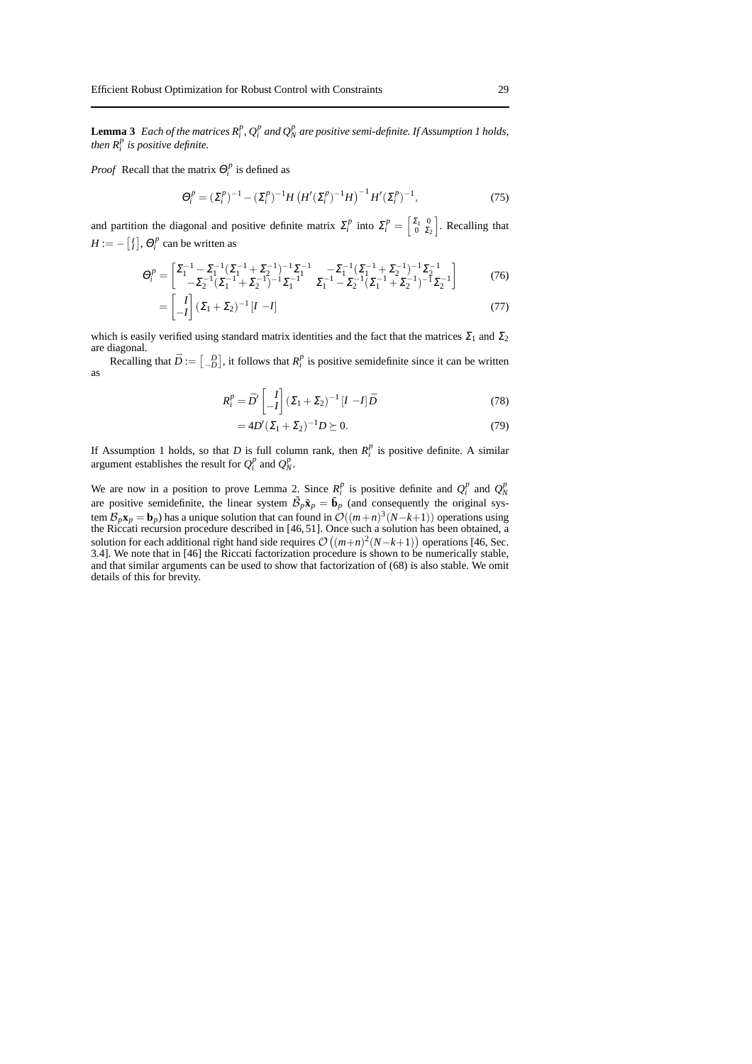**Lemma 3** *Each of the matrices $R_i^p$, $Q_i^p$ and $Q_N^p$ are positive semi-definite. If Assumption 1 holds, then $R_i^p$ is positive definite.*

*Proof* Recall that the matrix $\Theta_i^p$ is defined as

$$\Theta_i^p = (\Sigma_i^p)^{-1} - (\Sigma_i^p)^{-1} H \left( H'(\Sigma_i^p)^{-1} H \right)^{-1} H'(\Sigma_i^p)^{-1}, \tag{75}$$

and partition the diagonal and positive definite matrix $\Sigma_i^p$ into $\Sigma_i^p = \left[\begin{smallmatrix} \Sigma_1 & 0 \\ 0 & \Sigma_2 \end{smallmatrix}\right]$. Recalling that $H := -\left[\begin{smallmatrix} I \\ I \end{smallmatrix}\right]$, $\Theta_i^p$ can be written as

$$\Theta_i^p = \begin{bmatrix} \Sigma_1^{-1} - \Sigma_1^{-1}(\Sigma_1^{-1} + \Sigma_2^{-1})^{-1}\Sigma_1^{-1} & -\Sigma_1^{-1}(\Sigma_1^{-1} + \Sigma_2^{-1})^{-1}\Sigma_2^{-1} \\ -\Sigma_2^{-1}(\Sigma_1^{-1} + \Sigma_2^{-1})^{-1}\Sigma_1^{-1} & \Sigma_1^{-1} - \Sigma_2^{-1}(\Sigma_1^{-1} + \Sigma_2^{-1})^{-1}\Sigma_2^{-1} \end{bmatrix} \tag{76}$$

$$= \begin{bmatrix} I \\ -I \end{bmatrix} (\Sigma_1 + \Sigma_2)^{-1} [I \ -I] \tag{77}$$

which is easily verified using standard matrix identities and the fact that the matrices $\Sigma_1$ and $\Sigma_2$ are diagonal.

Recalling that $\bar{D} := \left[\begin{smallmatrix} D \\ -D \end{smallmatrix}\right]$, it follows that $R_i^p$ is positive semidefinite since it can be written as

$$R_i^p = \bar{D}' \begin{bmatrix} I \\ -I \end{bmatrix} (\Sigma_1 + \Sigma_2)^{-1} [I \ -I] \bar{D} \tag{78}$$

$$= 4D'(\Sigma_1 + \Sigma_2)^{-1} D \succeq 0. \tag{79}$$

If Assumption 1 holds, so that $D$ is full column rank, then $R_i^p$ is positive definite. A similar argument establishes the result for $Q_i^p$ and $Q_N^p$.

We are now in a position to prove Lemma 2. Since $R_i^p$ is positive definite and $Q_i^p$ and $Q_N^p$ are positive semidefinite, the linear system $\tilde{\mathcal{B}}_p \tilde{\mathbf{x}}_p = \tilde{\mathbf{b}}_p$ (and consequently the original system $\mathcal{B}_p \mathbf{x}_p = \mathbf{b}_p$) has a unique solution that can found in $\mathcal{O}((m+n)^3(N-k+1))$ operations using the Riccati recursion procedure described in [46, 51]. Once such a solution has been obtained, a solution for each additional right hand side requires $\mathcal{O}\left((m+n)^2(N-k+1)\right)$ operations [46, Sec. 3.4]. We note that in [46] the Riccati factorization procedure is shown to be numerically stable, and that similar arguments can be used to show that factorization of (68) is also stable. We omit details of this for brevity.